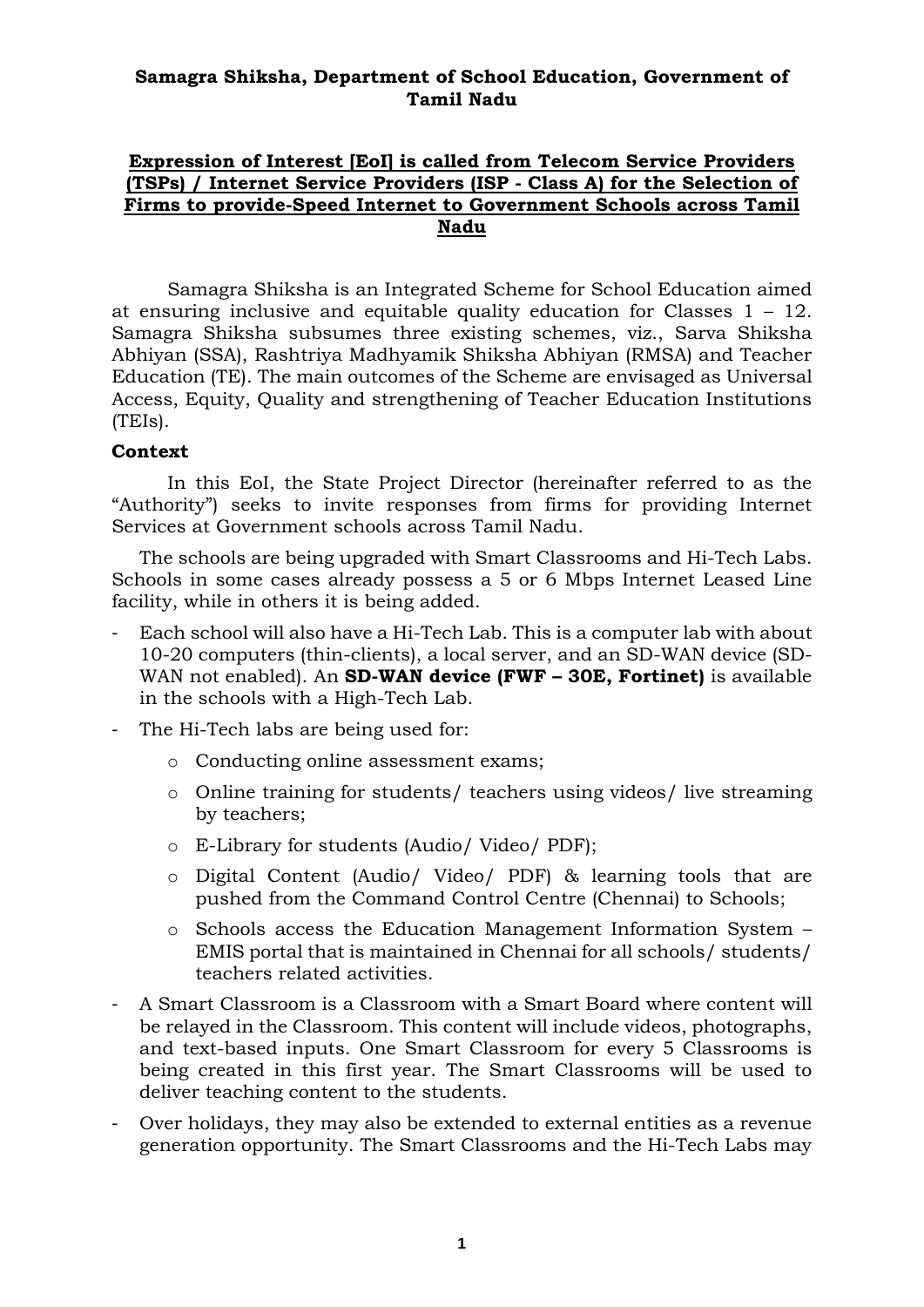**Samagra Shiksha, Department of School Education, Government of Tamil Nadu**

# Expression of Interest [EoI] is called from Telecom Service Providers (TSPs) / Internet Service Providers (ISP - Class A) for the Selection of Firms to provide-Speed Internet to Government Schools across Tamil Nadu

Samagra Shiksha is an Integrated Scheme for School Education aimed at ensuring inclusive and equitable quality education for Classes 1 – 12. Samagra Shiksha subsumes three existing schemes, viz., Sarva Shiksha Abhiyan (SSA), Rashtriya Madhyamik Shiksha Abhiyan (RMSA) and Teacher Education (TE). The main outcomes of the Scheme are envisaged as Universal Access, Equity, Quality and strengthening of Teacher Education Institutions (TEIs).

## Context

In this EoI, the State Project Director (hereinafter referred to as the "Authority") seeks to invite responses from firms for providing Internet Services at Government schools across Tamil Nadu.

The schools are being upgraded with Smart Classrooms and Hi-Tech Labs. Schools in some cases already possess a 5 or 6 Mbps Internet Leased Line facility, while in others it is being added.

- Each school will also have a Hi-Tech Lab. This is a computer lab with about 10-20 computers (thin-clients), a local server, and an SD-WAN device (SD-WAN not enabled). An **SD-WAN device (FWF – 30E, Fortinet)** is available in the schools with a High-Tech Lab.
- The Hi-Tech labs are being used for:
  - Conducting online assessment exams;
  - Online training for students/ teachers using videos/ live streaming by teachers;
  - E-Library for students (Audio/ Video/ PDF);
  - Digital Content (Audio/ Video/ PDF) & learning tools that are pushed from the Command Control Centre (Chennai) to Schools;
  - Schools access the Education Management Information System – EMIS portal that is maintained in Chennai for all schools/ students/ teachers related activities.
- A Smart Classroom is a Classroom with a Smart Board where content will be relayed in the Classroom. This content will include videos, photographs, and text-based inputs. One Smart Classroom for every 5 Classrooms is being created in this first year. The Smart Classrooms will be used to deliver teaching content to the students.
- Over holidays, they may also be extended to external entities as a revenue generation opportunity. The Smart Classrooms and the Hi-Tech Labs may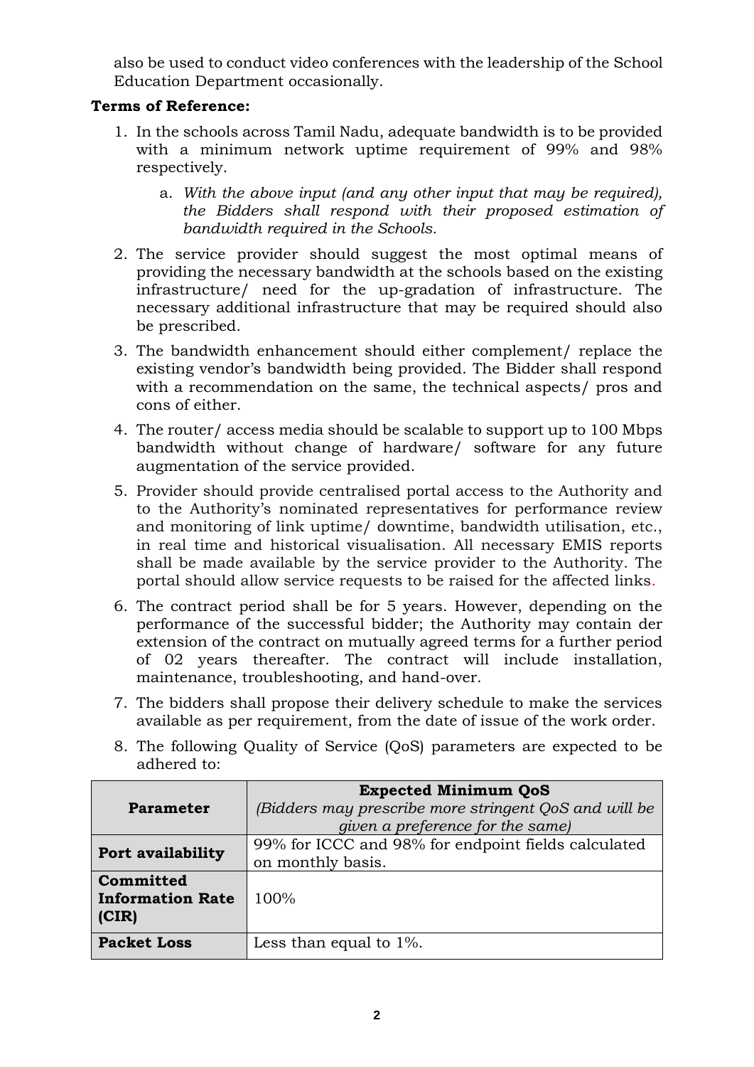also be used to conduct video conferences with the leadership of the School Education Department occasionally.

**Terms of Reference:**

1. In the schools across Tamil Nadu, adequate bandwidth is to be provided with a minimum network uptime requirement of 99% and 98% respectively.
    a. *With the above input (and any other input that may be required), the Bidders shall respond with their proposed estimation of bandwidth required in the Schools.*
2. The service provider should suggest the most optimal means of providing the necessary bandwidth at the schools based on the existing infrastructure/ need for the up-gradation of infrastructure. The necessary additional infrastructure that may be required should also be prescribed.
3. The bandwidth enhancement should either complement/ replace the existing vendor's bandwidth being provided. The Bidder shall respond with a recommendation on the same, the technical aspects/ pros and cons of either.
4. The router/ access media should be scalable to support up to 100 Mbps bandwidth without change of hardware/ software for any future augmentation of the service provided.
5. Provider should provide centralised portal access to the Authority and to the Authority's nominated representatives for performance review and monitoring of link uptime/ downtime, bandwidth utilisation, etc., in real time and historical visualisation. All necessary EMIS reports shall be made available by the service provider to the Authority. The portal should allow service requests to be raised for the affected links.
6. The contract period shall be for 5 years. However, depending on the performance of the successful bidder; the Authority may contain der extension of the contract on mutually agreed terms for a further period of 02 years thereafter. The contract will include installation, maintenance, troubleshooting, and hand-over.
7. The bidders shall propose their delivery schedule to make the services available as per requirement, from the date of issue of the work order.
8. The following Quality of Service (QoS) parameters are expected to be adhered to:

| **Parameter** | **Expected Minimum QoS** *(Bidders may prescribe more stringent QoS and will be given a preference for the same)* |
|---|---|
| **Port availability** | 99% for ICCC and 98% for endpoint fields calculated on monthly basis. |
| **Committed Information Rate (CIR)** | 100% |
| **Packet Loss** | Less than equal to 1%. |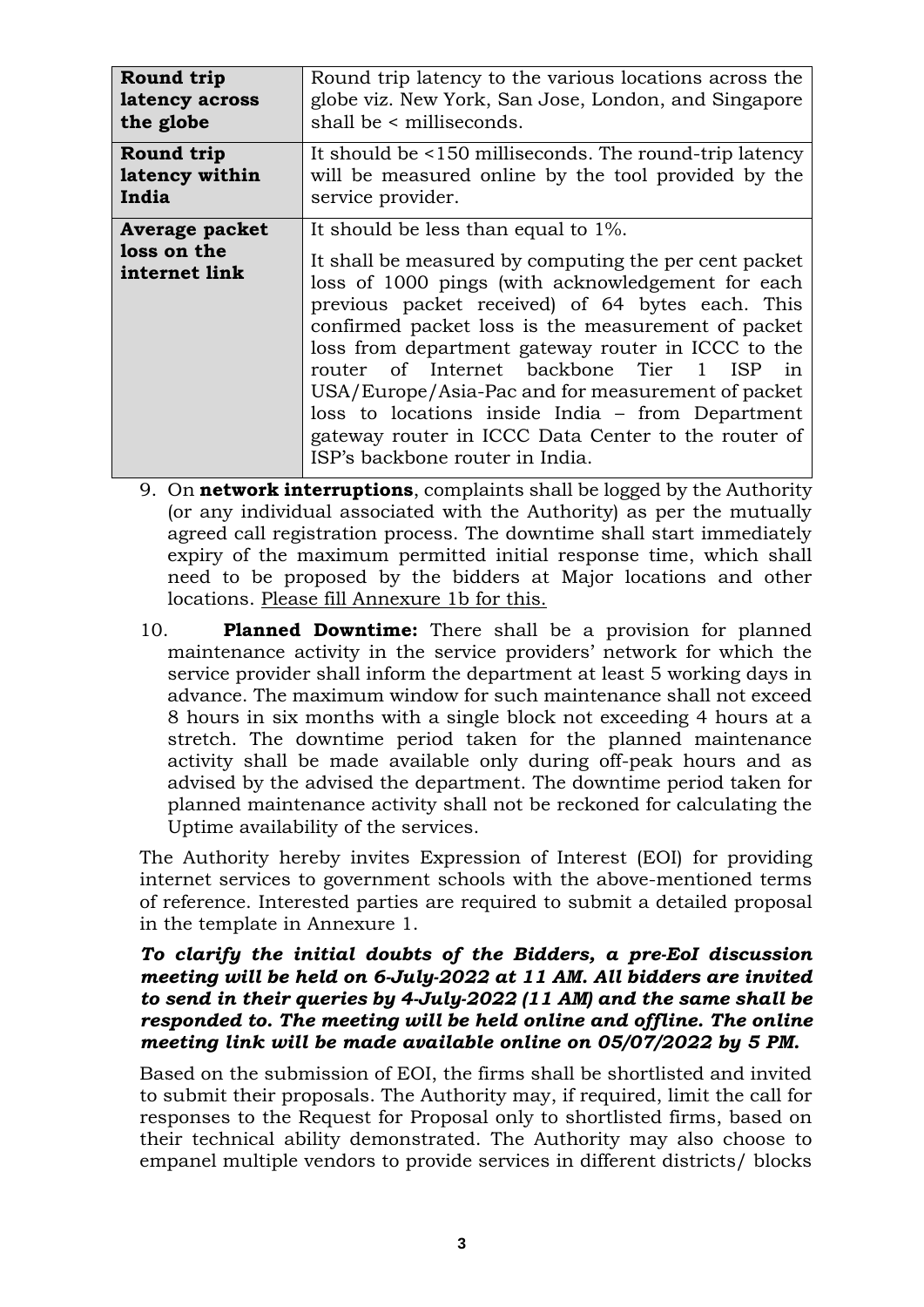| **Round trip latency across the globe** | Round trip latency to the various locations across the globe viz. New York, San Jose, London, and Singapore shall be < milliseconds. |
|---|---|
| **Round trip latency within India** | It should be <150 milliseconds. The round-trip latency will be measured online by the tool provided by the service provider. |
| **Average packet loss on the internet link** | It should be less than equal to 1%.<br><br>It shall be measured by computing the per cent packet loss of 1000 pings (with acknowledgement for each previous packet received) of 64 bytes each. This confirmed packet loss is the measurement of packet loss from department gateway router in ICCC to the router of Internet backbone Tier 1 ISP in USA/Europe/Asia-Pac and for measurement of packet loss to locations inside India – from Department gateway router in ICCC Data Center to the router of ISP's backbone router in India. |

9. On **network interruptions**, complaints shall be logged by the Authority (or any individual associated with the Authority) as per the mutually agreed call registration process. The downtime shall start immediately expiry of the maximum permitted initial response time, which shall need to be proposed by the bidders at Major locations and other locations. Please fill Annexure 1b for this.

10. **Planned Downtime:** There shall be a provision for planned maintenance activity in the service providers' network for which the service provider shall inform the department at least 5 working days in advance. The maximum window for such maintenance shall not exceed 8 hours in six months with a single block not exceeding 4 hours at a stretch. The downtime period taken for the planned maintenance activity shall be made available only during off-peak hours and as advised by the advised the department. The downtime period taken for planned maintenance activity shall not be reckoned for calculating the Uptime availability of the services.

The Authority hereby invites Expression of Interest (EOI) for providing internet services to government schools with the above-mentioned terms of reference. Interested parties are required to submit a detailed proposal in the template in Annexure 1.

***To clarify the initial doubts of the Bidders, a pre-EoI discussion meeting will be held on 6-July-2022 at 11 AM. All bidders are invited to send in their queries by 4-July-2022 (11 AM) and the same shall be responded to. The meeting will be held online and offline. The online meeting link will be made available online on 05/07/2022 by 5 PM.***

Based on the submission of EOI, the firms shall be shortlisted and invited to submit their proposals. The Authority may, if required, limit the call for responses to the Request for Proposal only to shortlisted firms, based on their technical ability demonstrated. The Authority may also choose to empanel multiple vendors to provide services in different districts/ blocks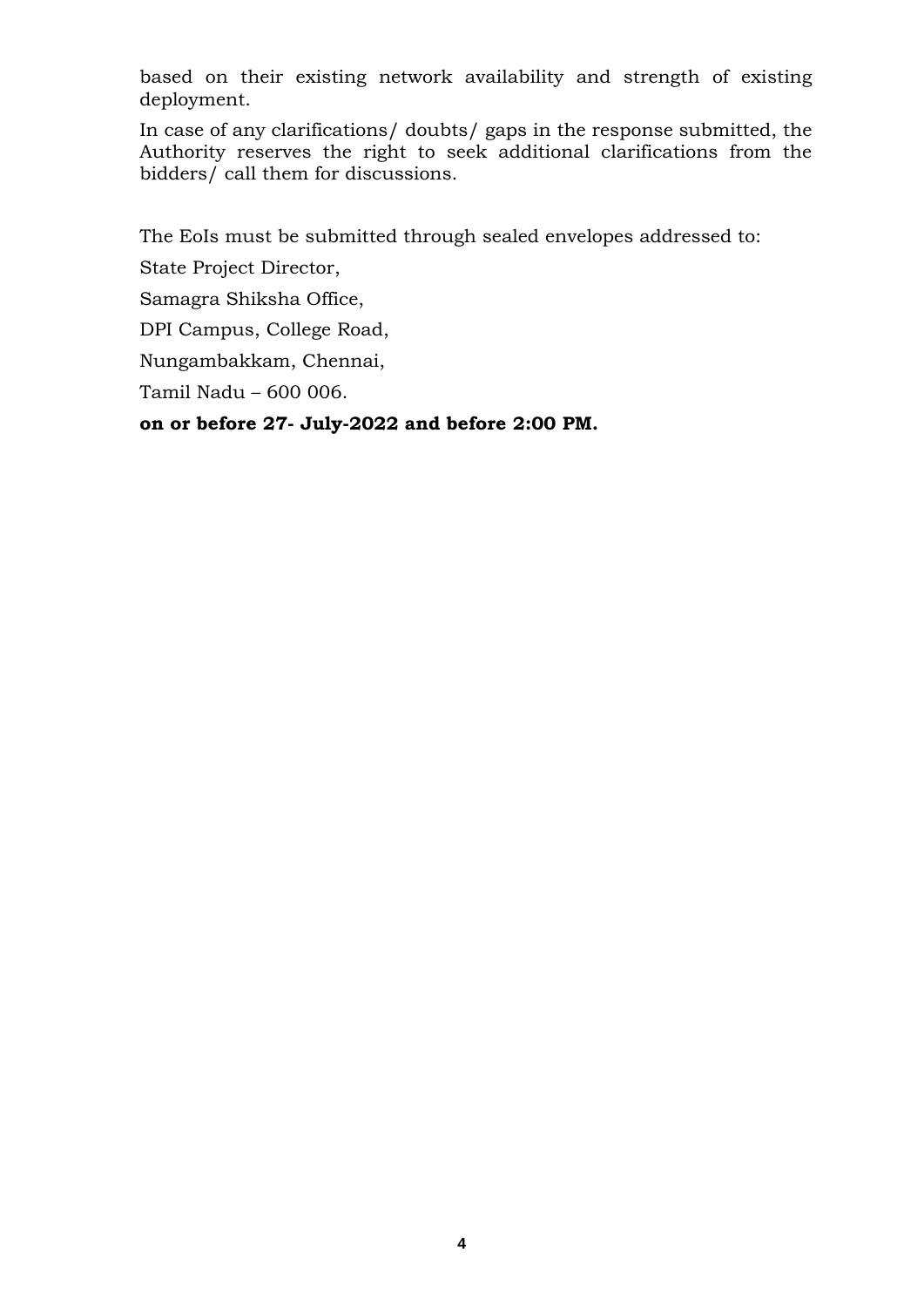based on their existing network availability and strength of existing deployment.

In case of any clarifications/ doubts/ gaps in the response submitted, the Authority reserves the right to seek additional clarifications from the bidders/ call them for discussions.

The EoIs must be submitted through sealed envelopes addressed to:

State Project Director,

Samagra Shiksha Office,

DPI Campus, College Road,

Nungambakkam, Chennai,

Tamil Nadu – 600 006.

**on or before 27- July-2022 and before 2:00 PM.**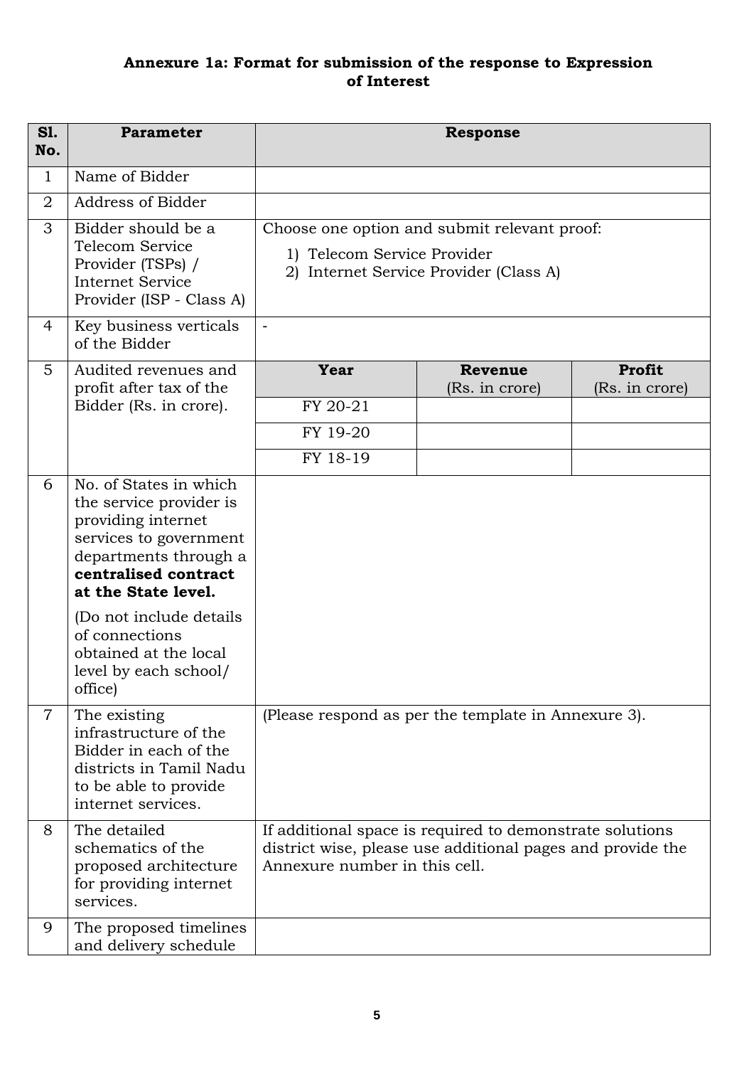### Annexure 1a: Format for submission of the response to Expression of Interest

| Sl. No. | Parameter | Response | | |
|---|---|---|---|---|
| 1 | Name of Bidder | | | |
| 2 | Address of Bidder | | | |
| 3 | Bidder should be a Telecom Service Provider (TSPs) / Internet Service Provider (ISP - Class A) | Choose one option and submit relevant proof:<br>1) Telecom Service Provider<br>2) Internet Service Provider (Class A) | | |
| 4 | Key business verticals of the Bidder | - | | |
| 5 | Audited revenues and profit after tax of the Bidder (Rs. in crore). | **Year** | **Revenue** (Rs. in crore) | **Profit** (Rs. in crore) |
| | | FY 20-21 | | |
| | | FY 19-20 | | |
| | | FY 18-19 | | |
| 6 | No. of States in which the service provider is providing internet services to government departments through a **centralised contract at the State level.**<br>(Do not include details of connections obtained at the local level by each school/ office) | | | |
| 7 | The existing infrastructure of the Bidder in each of the districts in Tamil Nadu to be able to provide internet services. | (Please respond as per the template in Annexure 3). | | |
| 8 | The detailed schematics of the proposed architecture for providing internet services. | If additional space is required to demonstrate solutions district wise, please use additional pages and provide the Annexure number in this cell. | | |
| 9 | The proposed timelines and delivery schedule | | | |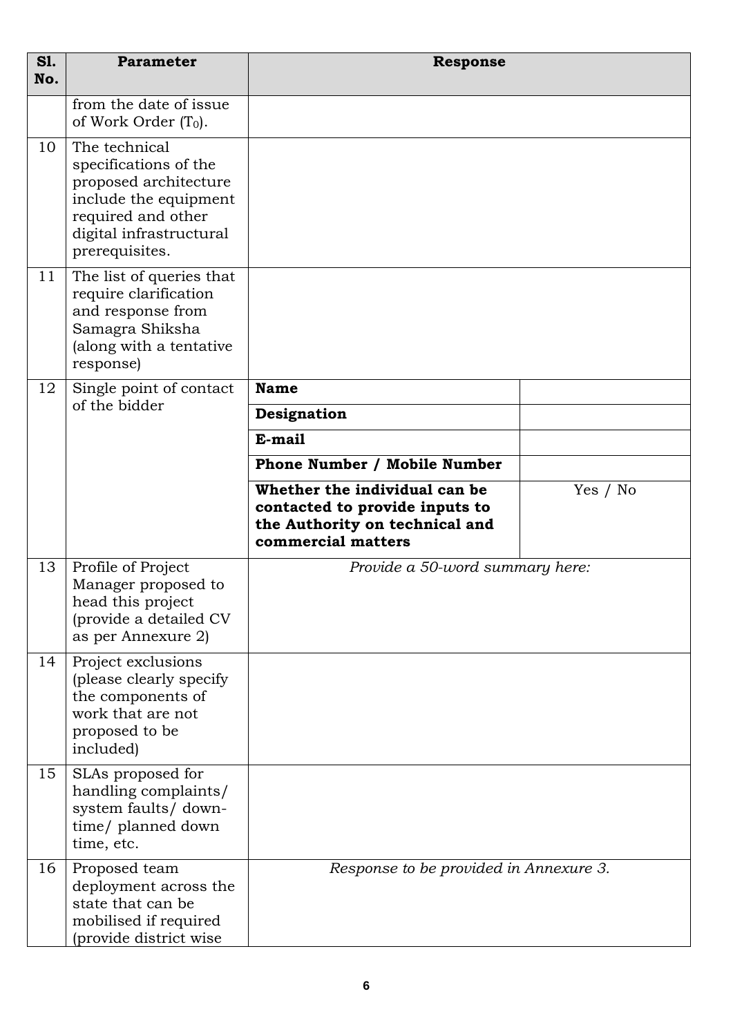| Sl. No. | Parameter | Response | |
|---|---|---|---|
| | from the date of issue of Work Order ($T_0$). | | |
| 10 | The technical specifications of the proposed architecture include the equipment required and other digital infrastructural prerequisites. | | |
| 11 | The list of queries that require clarification and response from Samagra Shiksha (along with a tentative response) | | |
| 12 | Single point of contact of the bidder | **Name** | |
| | | **Designation** | |
| | | **E-mail** | |
| | | **Phone Number / Mobile Number** | |
| | | **Whether the individual can be contacted to provide inputs to the Authority on technical and commercial matters** | Yes / No |
| 13 | Profile of Project Manager proposed to head this project (provide a detailed CV as per Annexure 2) | *Provide a 50-word summary here:* | |
| 14 | Project exclusions (please clearly specify the components of work that are not proposed to be included) | | |
| 15 | SLAs proposed for handling complaints/ system faults/ down-time/ planned down time, etc. | | |
| 16 | Proposed team deployment across the state that can be mobilised if required (provide district wise | *Response to be provided in Annexure 3.* | |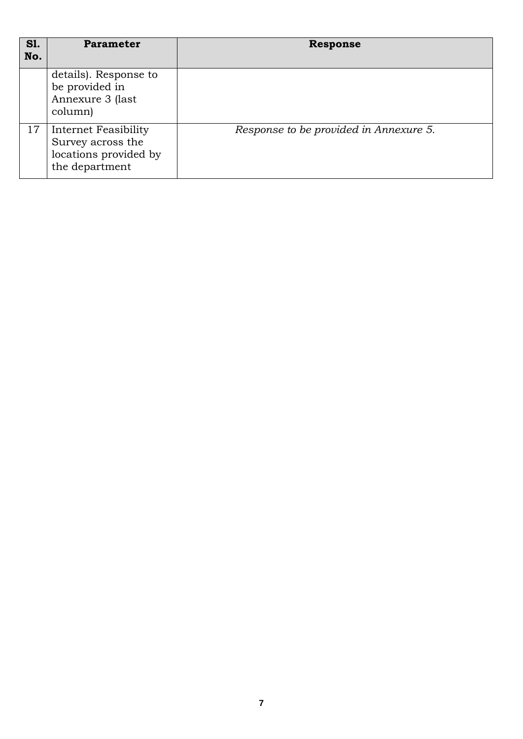| Sl. No. | Parameter | Response |
|---|---|---|
| | details). Response to be provided in Annexure 3 (last column) | |
| 17 | Internet Feasibility Survey across the locations provided by the department | *Response to be provided in Annexure 5.* |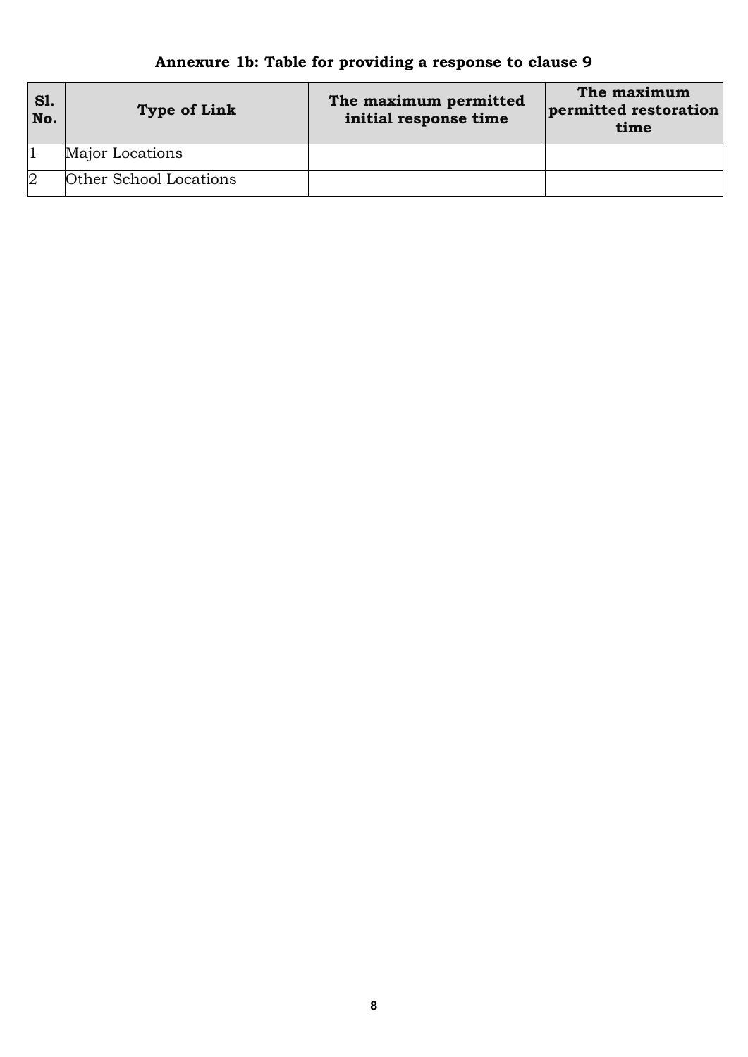## Annexure 1b: Table for providing a response to clause 9

| Sl. No. | Type of Link | The maximum permitted initial response time | The maximum permitted restoration time |
|---|---|---|---|
| 1 | Major Locations | | |
| 2 | Other School Locations | | |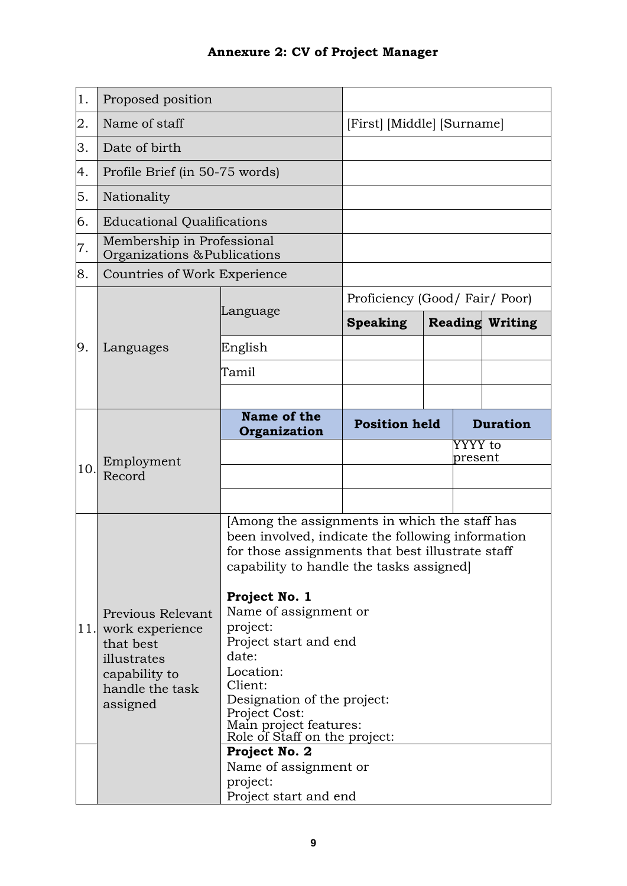**Annexure 2: CV of Project Manager**

| | | | | | |
|---|---|---|---|---|---|
| 1. | Proposed position | | | | |
| 2. | Name of staff | | [First] [Middle] [Surname] | | |
| 3. | Date of birth | | | | |
| 4. | Profile Brief (in 50-75 words) | | | | |
| 5. | Nationality | | | | |
| 6. | Educational Qualifications | | | | |
| 7. | Membership in Professional Organizations & Publications | | | | |
| 8. | Countries of Work Experience | | | | |
| 9. | Languages | Language | Proficiency (Good/ Fair/ Poor) | | |
| | | | **Speaking** | **Reading** | **Writing** |
| | | English | | | |
| | | Tamil | | | |
| | | | | | |
| 10. | Employment Record | **Name of the Organization** | **Position held** | **Duration** | |
| | | | | YYYY to present | |
| | | | | | |
| | | | | | |
| 11. | Previous Relevant work experience that best illustrates capability to handle the task assigned | [Among the assignments in which the staff has been involved, indicate the following information for those assignments that best illustrate staff capability to handle the tasks assigned]<br><br>**Project No. 1**<br>Name of assignment or project:<br>Project start and end date:<br>Location:<br>Client:<br>Designation of the project:<br>Project Cost:<br>Main project features:<br>Role of Staff on the project: | | | |
| | | **Project No. 2**<br>Name of assignment or project:<br>Project start and end | | | |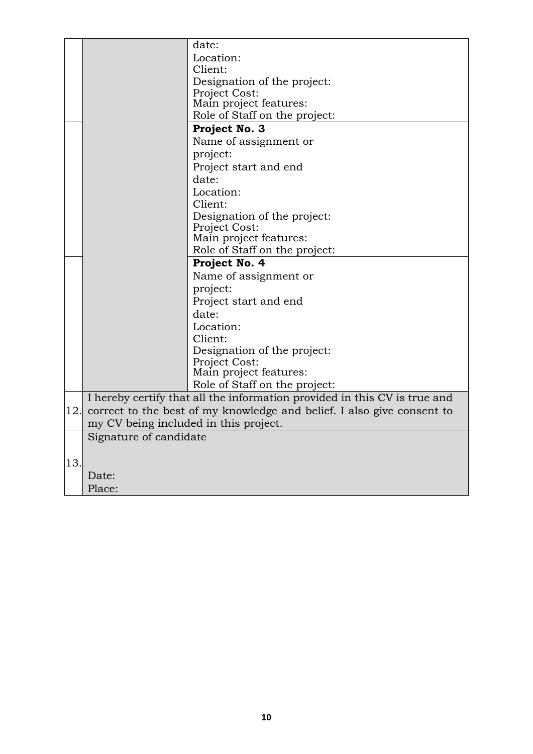|  |  |  |
|---|---|---|
|  |  | date:<br>Location:<br>Client:<br>Designation of the project:<br>Project Cost:<br>Main project features:<br>Role of Staff on the project: |
|  |  | **Project No. 3**<br>Name of assignment or project:<br>Project start and end date:<br>Location:<br>Client:<br>Designation of the project:<br>Project Cost:<br>Main project features:<br>Role of Staff on the project: |
|  |  | **Project No. 4**<br>Name of assignment or project:<br>Project start and end date:<br>Location:<br>Client:<br>Designation of the project:<br>Project Cost:<br>Main project features:<br>Role of Staff on the project: |
| 12. | I hereby certify that all the information provided in this CV is true and correct to the best of my knowledge and belief. I also give consent to my CV being included in this project. | |
| 13. | Signature of candidate<br><br>Date:<br>Place: | |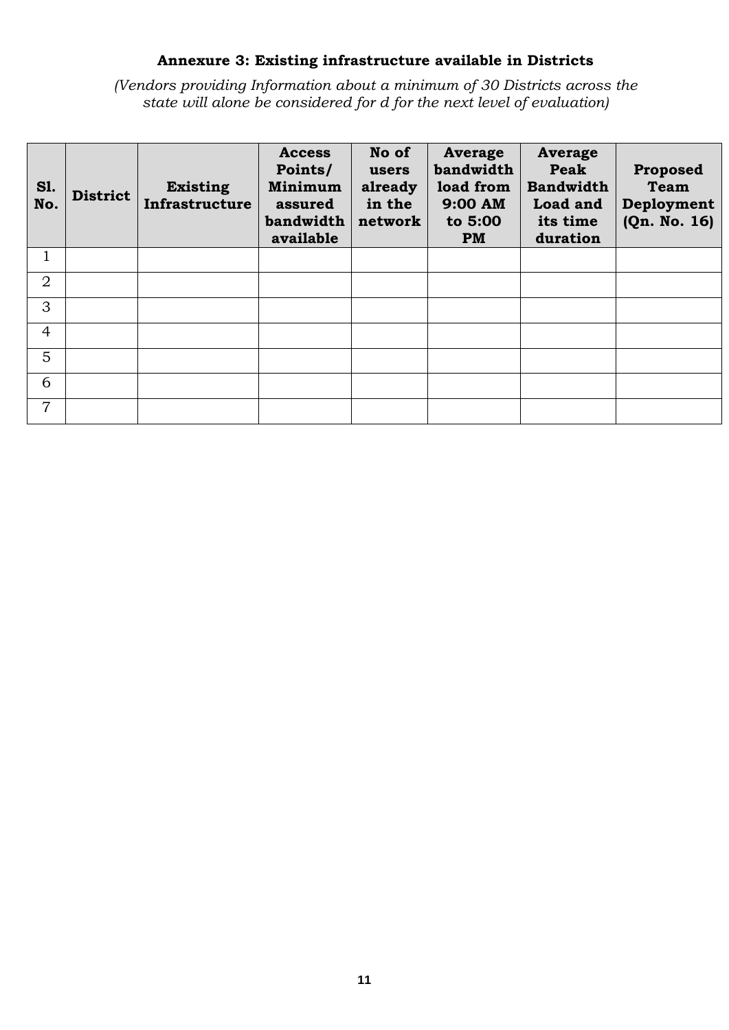### Annexure 3: Existing infrastructure available in Districts

*(Vendors providing Information about a minimum of 30 Districts across the state will alone be considered for d for the next level of evaluation)*

| Sl. No. | District | Existing Infrastructure | Access Points/ Minimum assured bandwidth available | No of users already in the network | Average bandwidth load from 9:00 AM to 5:00 PM | Average Peak Bandwidth Load and its time duration | Proposed Team Deployment (Qn. No. 16) |
|---|---|---|---|---|---|---|---|
| 1 | | | | | | | |
| 2 | | | | | | | |
| 3 | | | | | | | |
| 4 | | | | | | | |
| 5 | | | | | | | |
| 6 | | | | | | | |
| 7 | | | | | | | |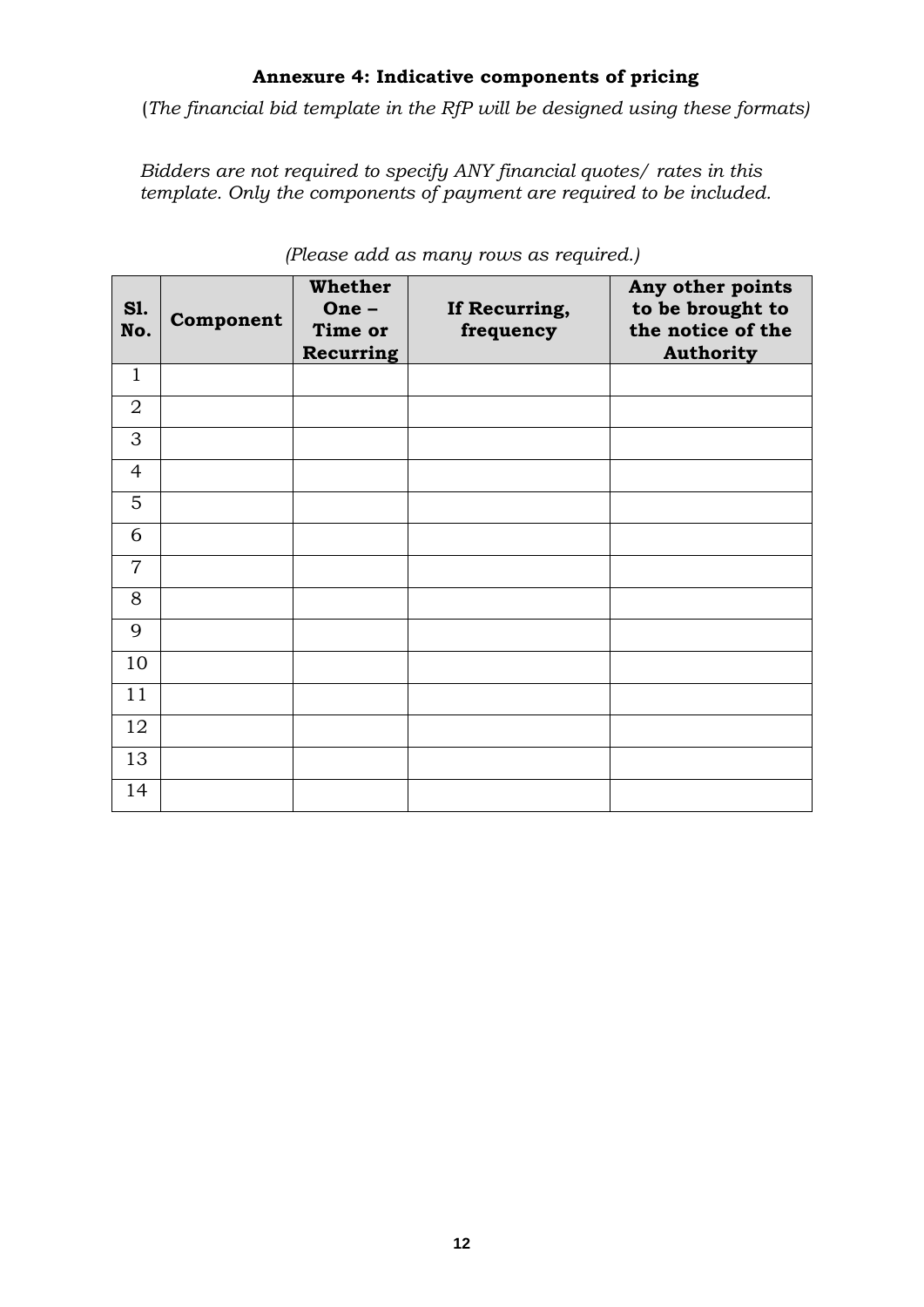## **Annexure 4: Indicative components of pricing**

(*The financial bid template in the RfP will be designed using these formats)*

*Bidders are not required to specify ANY financial quotes/ rates in this template. Only the components of payment are required to be included.*

*(Please add as many rows as required.)*

| Sl. No. | Component | Whether One – Time or Recurring | If Recurring, frequency | Any other points to be brought to the notice of the Authority |
|---|---|---|---|---|
| 1 | | | | |
| 2 | | | | |
| 3 | | | | |
| 4 | | | | |
| 5 | | | | |
| 6 | | | | |
| 7 | | | | |
| 8 | | | | |
| 9 | | | | |
| 10 | | | | |
| 11 | | | | |
| 12 | | | | |
| 13 | | | | |
| 14 | | | | |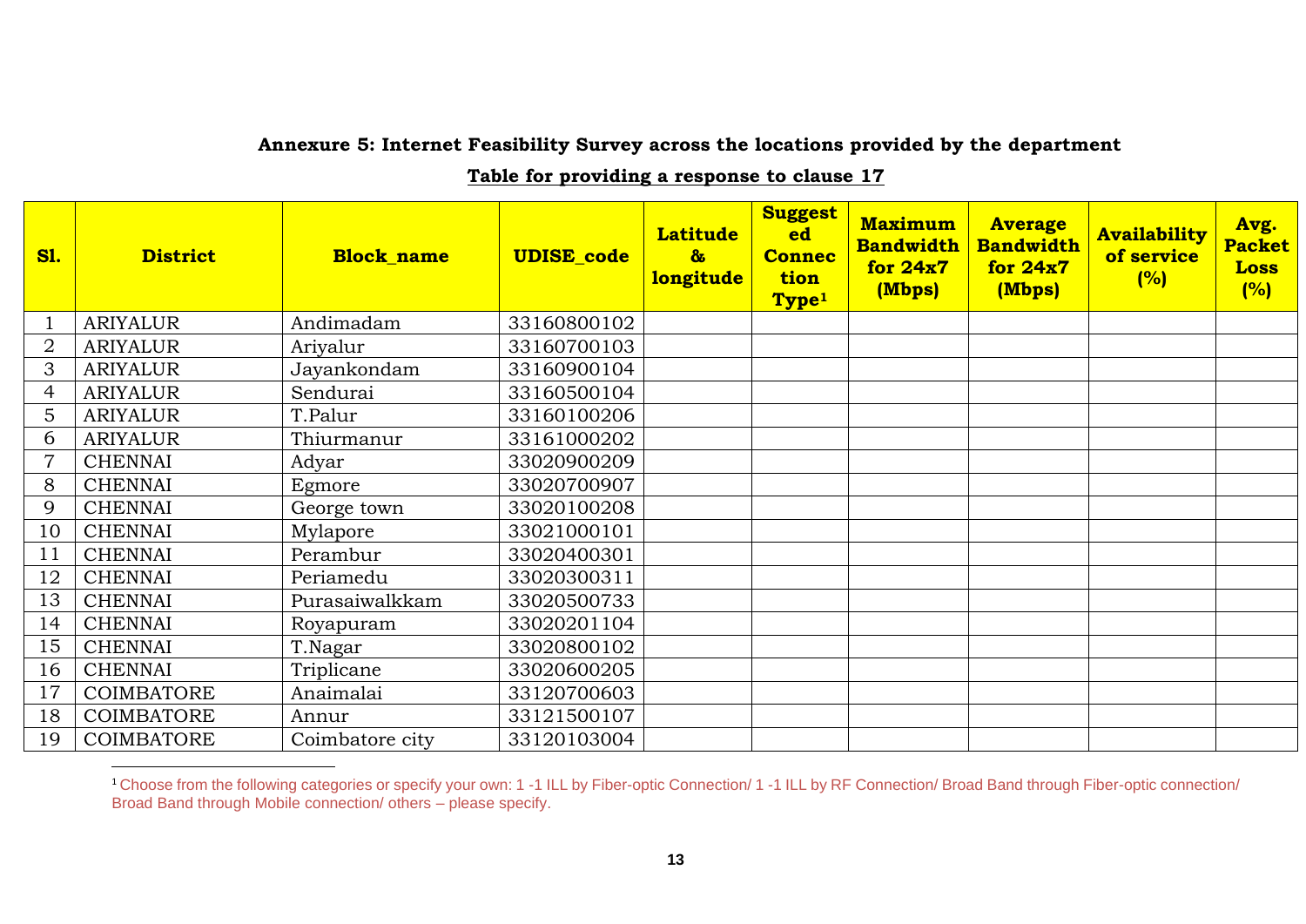**Annexure 5: Internet Feasibility Survey across the locations provided by the department**

**Table for providing a response to clause 17**

| Sl. | District | Block_name | UDISE_code | Latitude & longitude | Suggested Connection Type[1] | Maximum Bandwidth for 24x7 (Mbps) | Average Bandwidth for 24x7 (Mbps) | Availability of service (%) | Avg. Packet Loss (%) |
|---|---|---|---|---|---|---|---|---|---|
| 1 | ARIYALUR | Andimadam | 33160800102 | | | | | | |
| 2 | ARIYALUR | Ariyalur | 33160700103 | | | | | | |
| 3 | ARIYALUR | Jayankondam | 33160900104 | | | | | | |
| 4 | ARIYALUR | Sendurai | 33160500104 | | | | | | |
| 5 | ARIYALUR | T.Palur | 33160100206 | | | | | | |
| 6 | ARIYALUR | Thiurmanur | 33161000202 | | | | | | |
| 7 | CHENNAI | Adyar | 33020900209 | | | | | | |
| 8 | CHENNAI | Egmore | 33020700907 | | | | | | |
| 9 | CHENNAI | George town | 33020100208 | | | | | | |
| 10 | CHENNAI | Mylapore | 33021000101 | | | | | | |
| 11 | CHENNAI | Perambur | 33020400301 | | | | | | |
| 12 | CHENNAI | Periamedu | 33020300311 | | | | | | |
| 13 | CHENNAI | Purasaiwalkkam | 33020500733 | | | | | | |
| 14 | CHENNAI | Royapuram | 33020201104 | | | | | | |
| 15 | CHENNAI | T.Nagar | 33020800102 | | | | | | |
| 16 | CHENNAI | Triplicane | 33020600205 | | | | | | |
| 17 | COIMBATORE | Anaimalai | 33120700603 | | | | | | |
| 18 | COIMBATORE | Annur | 33121500107 | | | | | | |
| 19 | COIMBATORE | Coimbatore city | 33120103004 | | | | | | |

[1] Choose from the following categories or specify your own: 1 -1 ILL by Fiber-optic Connection/ 1 -1 ILL by RF Connection/ Broad Band through Fiber-optic connection/ Broad Band through Mobile connection/ others – please specify.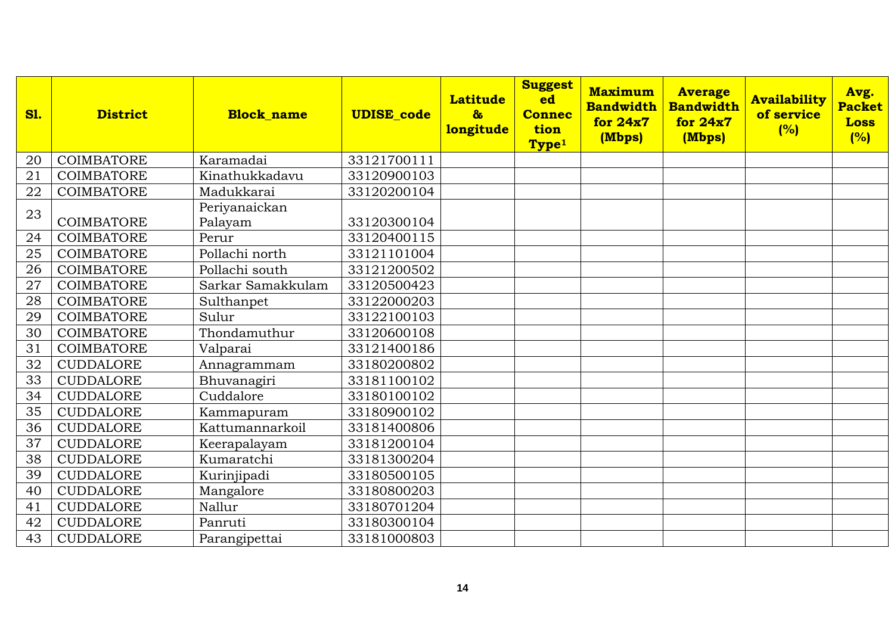| Sl. | District | Block_name | UDISE_code | Latitude & longitude | Suggested Connection Type[1] | Maximum Bandwidth for 24x7 (Mbps) | Average Bandwidth for 24x7 (Mbps) | Availability of service (%) | Avg. Packet Loss (%) |
|---|---|---|---|---|---|---|---|---|---|
| 20 | COIMBATORE | Karamadai | 33121700111 | | | | | | |
| 21 | COIMBATORE | Kinathukkadavu | 33120900103 | | | | | | |
| 22 | COIMBATORE | Madukkarai | 33120200104 | | | | | | |
| 23 | COIMBATORE | Periyanaickan Palayam | 33120300104 | | | | | | |
| 24 | COIMBATORE | Perur | 33120400115 | | | | | | |
| 25 | COIMBATORE | Pollachi north | 33121101004 | | | | | | |
| 26 | COIMBATORE | Pollachi south | 33121200502 | | | | | | |
| 27 | COIMBATORE | Sarkar Samakkulam | 33120500423 | | | | | | |
| 28 | COIMBATORE | Sulthanpet | 33122000203 | | | | | | |
| 29 | COIMBATORE | Sulur | 33122100103 | | | | | | |
| 30 | COIMBATORE | Thondamuthur | 33120600108 | | | | | | |
| 31 | COIMBATORE | Valparai | 33121400186 | | | | | | |
| 32 | CUDDALORE | Annagrammam | 33180200802 | | | | | | |
| 33 | CUDDALORE | Bhuvanagiri | 33181100102 | | | | | | |
| 34 | CUDDALORE | Cuddalore | 33180100102 | | | | | | |
| 35 | CUDDALORE | Kammapuram | 33180900102 | | | | | | |
| 36 | CUDDALORE | Kattumannarkoil | 33181400806 | | | | | | |
| 37 | CUDDALORE | Keerapalayam | 33181200104 | | | | | | |
| 38 | CUDDALORE | Kumaratchi | 33181300204 | | | | | | |
| 39 | CUDDALORE | Kurinjipadi | 33180500105 | | | | | | |
| 40 | CUDDALORE | Mangalore | 33180800203 | | | | | | |
| 41 | CUDDALORE | Nallur | 33180701204 | | | | | | |
| 42 | CUDDALORE | Panruti | 33180300104 | | | | | | |
| 43 | CUDDALORE | Parangipettai | 33181000803 | | | | | | |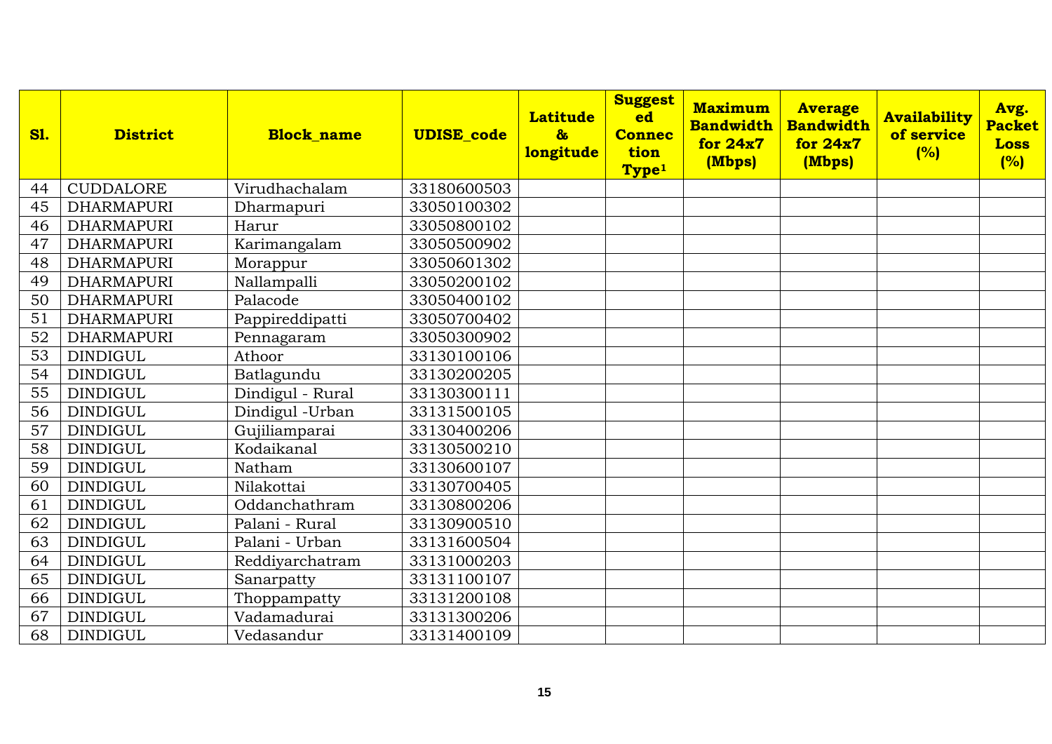| Sl. | District | Block_name | UDISE_code | Latitude & longitude | Suggested Connection Type[1] | Maximum Bandwidth for 24x7 (Mbps) | Average Bandwidth for 24x7 (Mbps) | Availability of service (%) | Avg. Packet Loss (%) |
|---|---|---|---|---|---|---|---|---|---|
| 44 | CUDDALORE | Virudhachalam | 33180600503 | | | | | | |
| 45 | DHARMAPURI | Dharmapuri | 33050100302 | | | | | | |
| 46 | DHARMAPURI | Harur | 33050800102 | | | | | | |
| 47 | DHARMAPURI | Karimangalam | 33050500902 | | | | | | |
| 48 | DHARMAPURI | Morappur | 33050601302 | | | | | | |
| 49 | DHARMAPURI | Nallampalli | 33050200102 | | | | | | |
| 50 | DHARMAPURI | Palacode | 33050400102 | | | | | | |
| 51 | DHARMAPURI | Pappireddipatti | 33050700402 | | | | | | |
| 52 | DHARMAPURI | Pennagaram | 33050300902 | | | | | | |
| 53 | DINDIGUL | Athoor | 33130100106 | | | | | | |
| 54 | DINDIGUL | Batlagundu | 33130200205 | | | | | | |
| 55 | DINDIGUL | Dindigul - Rural | 33130300111 | | | | | | |
| 56 | DINDIGUL | Dindigul -Urban | 33131500105 | | | | | | |
| 57 | DINDIGUL | Gujiliamparai | 33130400206 | | | | | | |
| 58 | DINDIGUL | Kodaikanal | 33130500210 | | | | | | |
| 59 | DINDIGUL | Natham | 33130600107 | | | | | | |
| 60 | DINDIGUL | Nilakottai | 33130700405 | | | | | | |
| 61 | DINDIGUL | Oddanchathram | 33130800206 | | | | | | |
| 62 | DINDIGUL | Palani - Rural | 33130900510 | | | | | | |
| 63 | DINDIGUL | Palani - Urban | 33131600504 | | | | | | |
| 64 | DINDIGUL | Reddiyarchatram | 33131000203 | | | | | | |
| 65 | DINDIGUL | Sanarpatty | 33131100107 | | | | | | |
| 66 | DINDIGUL | Thoppampatty | 33131200108 | | | | | | |
| 67 | DINDIGUL | Vadamadurai | 33131300206 | | | | | | |
| 68 | DINDIGUL | Vedasandur | 33131400109 | | | | | | |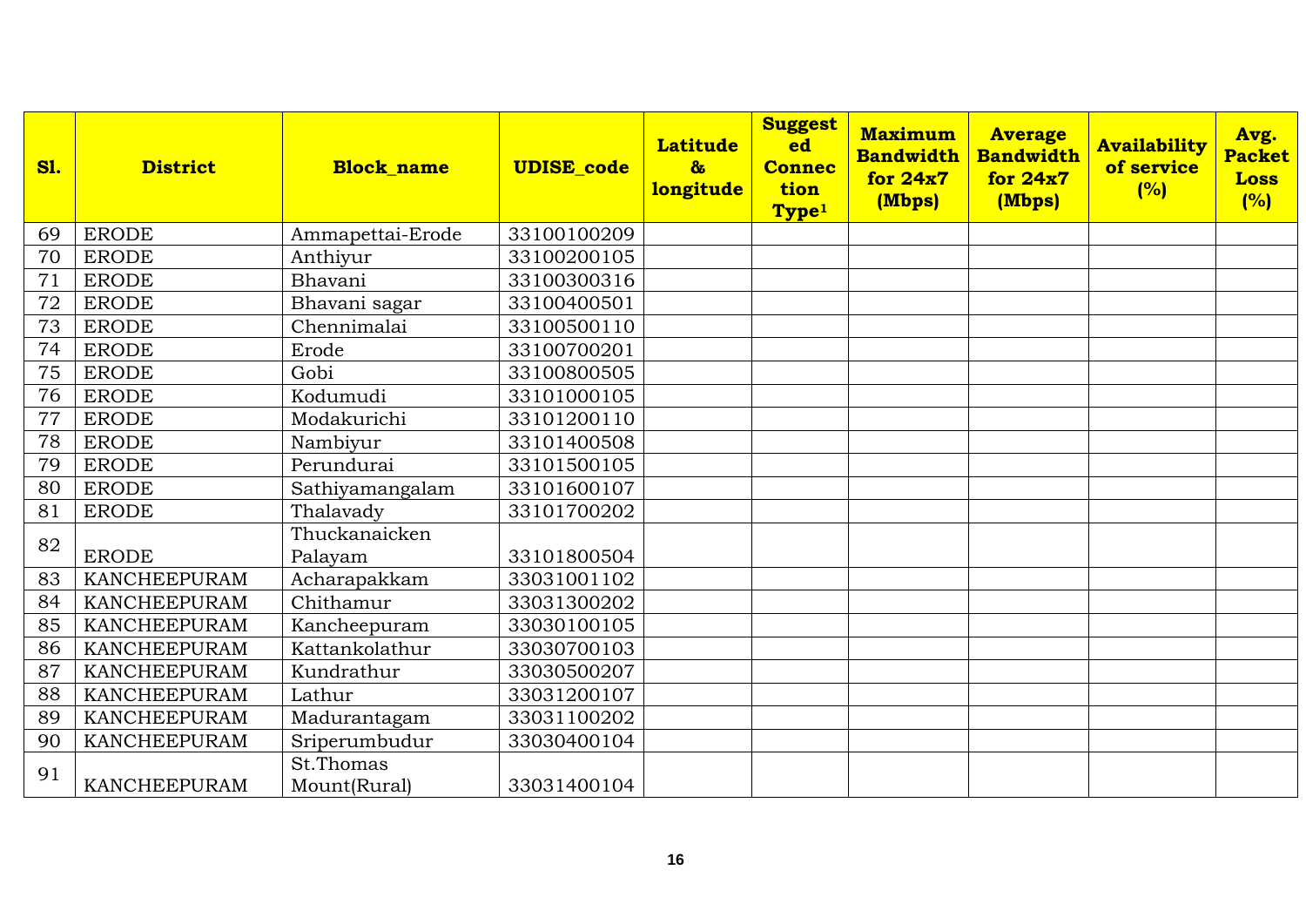| Sl. | District | Block_name | UDISE_code | Latitude & longitude | Suggested Connection Type[1] | Maximum Bandwidth for 24x7 (Mbps) | Average Bandwidth for 24x7 (Mbps) | Availability of service (%) | Avg. Packet Loss (%) |
|---|---|---|---|---|---|---|---|---|---|
| 69 | ERODE | Ammapettai-Erode | 33100100209 | | | | | | |
| 70 | ERODE | Anthiyur | 33100200105 | | | | | | |
| 71 | ERODE | Bhavani | 33100300316 | | | | | | |
| 72 | ERODE | Bhavani sagar | 33100400501 | | | | | | |
| 73 | ERODE | Chennimalai | 33100500110 | | | | | | |
| 74 | ERODE | Erode | 33100700201 | | | | | | |
| 75 | ERODE | Gobi | 33100800505 | | | | | | |
| 76 | ERODE | Kodumudi | 33101000105 | | | | | | |
| 77 | ERODE | Modakurichi | 33101200110 | | | | | | |
| 78 | ERODE | Nambiyur | 33101400508 | | | | | | |
| 79 | ERODE | Perundurai | 33101500105 | | | | | | |
| 80 | ERODE | Sathiyamangalam | 33101600107 | | | | | | |
| 81 | ERODE | Thalavady | 33101700202 | | | | | | |
| 82 | ERODE | Thuckanaicken Palayam | 33101800504 | | | | | | |
| 83 | KANCHEEPURAM | Acharapakkam | 33031001102 | | | | | | |
| 84 | KANCHEEPURAM | Chithamur | 33031300202 | | | | | | |
| 85 | KANCHEEPURAM | Kancheepuram | 33030100105 | | | | | | |
| 86 | KANCHEEPURAM | Kattankolathur | 33030700103 | | | | | | |
| 87 | KANCHEEPURAM | Kundrathur | 33030500207 | | | | | | |
| 88 | KANCHEEPURAM | Lathur | 33031200107 | | | | | | |
| 89 | KANCHEEPURAM | Madurantagam | 33031100202 | | | | | | |
| 90 | KANCHEEPURAM | Sriperumbudur | 33030400104 | | | | | | |
| 91 | KANCHEEPURAM | St.Thomas Mount(Rural) | 33031400104 | | | | | | |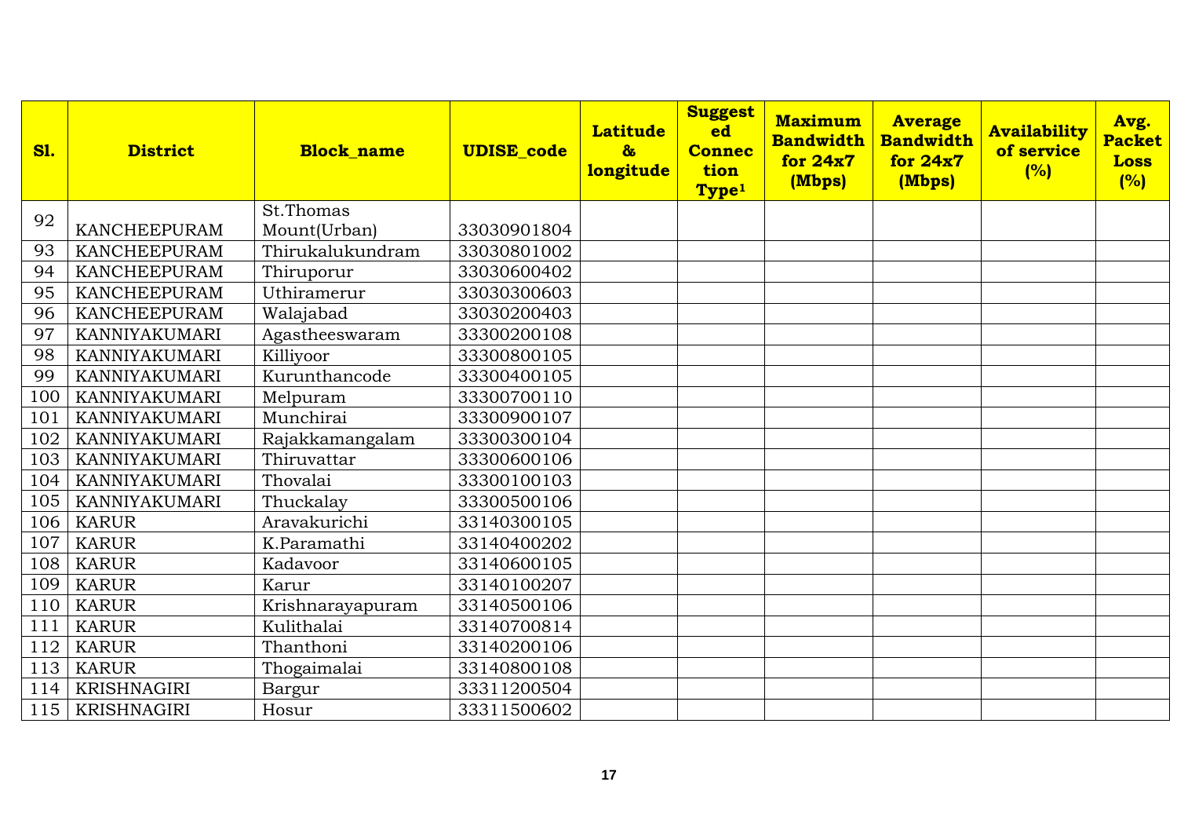| Sl. | District | Block_name | UDISE_code | Latitude & longitude | Suggested Connection Type[1] | Maximum Bandwidth for 24x7 (Mbps) | Average Bandwidth for 24x7 (Mbps) | Availability of service (%) | Avg. Packet Loss (%) |
|---|---|---|---|---|---|---|---|---|---|
| 92 | KANCHEEPURAM | St.Thomas Mount(Urban) | 33030901804 | | | | | | |
| 93 | KANCHEEPURAM | Thirukalukundram | 33030801002 | | | | | | |
| 94 | KANCHEEPURAM | Thiruporur | 33030600402 | | | | | | |
| 95 | KANCHEEPURAM | Uthiramerur | 33030300603 | | | | | | |
| 96 | KANCHEEPURAM | Walajabad | 33030200403 | | | | | | |
| 97 | KANNIYAKUMARI | Agastheeswaram | 33300200108 | | | | | | |
| 98 | KANNIYAKUMARI | Killiyoor | 33300800105 | | | | | | |
| 99 | KANNIYAKUMARI | Kurunthancode | 33300400105 | | | | | | |
| 100 | KANNIYAKUMARI | Melpuram | 33300700110 | | | | | | |
| 101 | KANNIYAKUMARI | Munchirai | 33300900107 | | | | | | |
| 102 | KANNIYAKUMARI | Rajakkamangalam | 33300300104 | | | | | | |
| 103 | KANNIYAKUMARI | Thiruvattar | 33300600106 | | | | | | |
| 104 | KANNIYAKUMARI | Thovalai | 33300100103 | | | | | | |
| 105 | KANNIYAKUMARI | Thuckalay | 33300500106 | | | | | | |
| 106 | KARUR | Aravakurichi | 33140300105 | | | | | | |
| 107 | KARUR | K.Paramathi | 33140400202 | | | | | | |
| 108 | KARUR | Kadavoor | 33140600105 | | | | | | |
| 109 | KARUR | Karur | 33140100207 | | | | | | |
| 110 | KARUR | Krishnarayapuram | 33140500106 | | | | | | |
| 111 | KARUR | Kulithalai | 33140700814 | | | | | | |
| 112 | KARUR | Thanthoni | 33140200106 | | | | | | |
| 113 | KARUR | Thogaimalai | 33140800108 | | | | | | |
| 114 | KRISHNAGIRI | Bargur | 33311200504 | | | | | | |
| 115 | KRISHNAGIRI | Hosur | 33311500602 | | | | | | |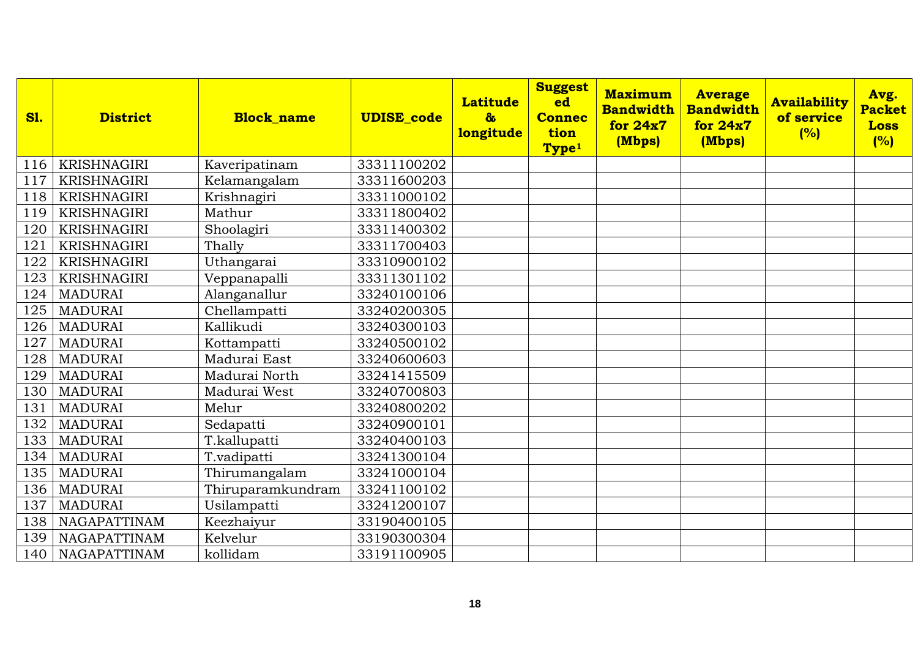| Sl. | District | Block_name | UDISE_code | Latitude & longitude | Suggested Connection Type[1] | Maximum Bandwidth for 24x7 (Mbps) | Average Bandwidth for 24x7 (Mbps) | Availability of service (%) | Avg. Packet Loss (%) |
|---|---|---|---|---|---|---|---|---|---|
| 116 | KRISHNAGIRI | Kaveripatinam | 33311100202 | | | | | | |
| 117 | KRISHNAGIRI | Kelamangalam | 33311600203 | | | | | | |
| 118 | KRISHNAGIRI | Krishnagiri | 33311000102 | | | | | | |
| 119 | KRISHNAGIRI | Mathur | 33311800402 | | | | | | |
| 120 | KRISHNAGIRI | Shoolagiri | 33311400302 | | | | | | |
| 121 | KRISHNAGIRI | Thally | 33311700403 | | | | | | |
| 122 | KRISHNAGIRI | Uthangarai | 33310900102 | | | | | | |
| 123 | KRISHNAGIRI | Veppanapalli | 33311301102 | | | | | | |
| 124 | MADURAI | Alanganallur | 33240100106 | | | | | | |
| 125 | MADURAI | Chellampatti | 33240200305 | | | | | | |
| 126 | MADURAI | Kallikudi | 33240300103 | | | | | | |
| 127 | MADURAI | Kottampatti | 33240500102 | | | | | | |
| 128 | MADURAI | Madurai East | 33240600603 | | | | | | |
| 129 | MADURAI | Madurai North | 33241415509 | | | | | | |
| 130 | MADURAI | Madurai West | 33240700803 | | | | | | |
| 131 | MADURAI | Melur | 33240800202 | | | | | | |
| 132 | MADURAI | Sedapatti | 33240900101 | | | | | | |
| 133 | MADURAI | T.kallupatti | 33240400103 | | | | | | |
| 134 | MADURAI | T.vadipatti | 33241300104 | | | | | | |
| 135 | MADURAI | Thirumangalam | 33241000104 | | | | | | |
| 136 | MADURAI | Thiruparamkundram | 33241100102 | | | | | | |
| 137 | MADURAI | Usilampatti | 33241200107 | | | | | | |
| 138 | NAGAPATTINAM | Keezhaiyur | 33190400105 | | | | | | |
| 139 | NAGAPATTINAM | Kelvelur | 33190300304 | | | | | | |
| 140 | NAGAPATTINAM | kollidam | 33191100905 | | | | | | |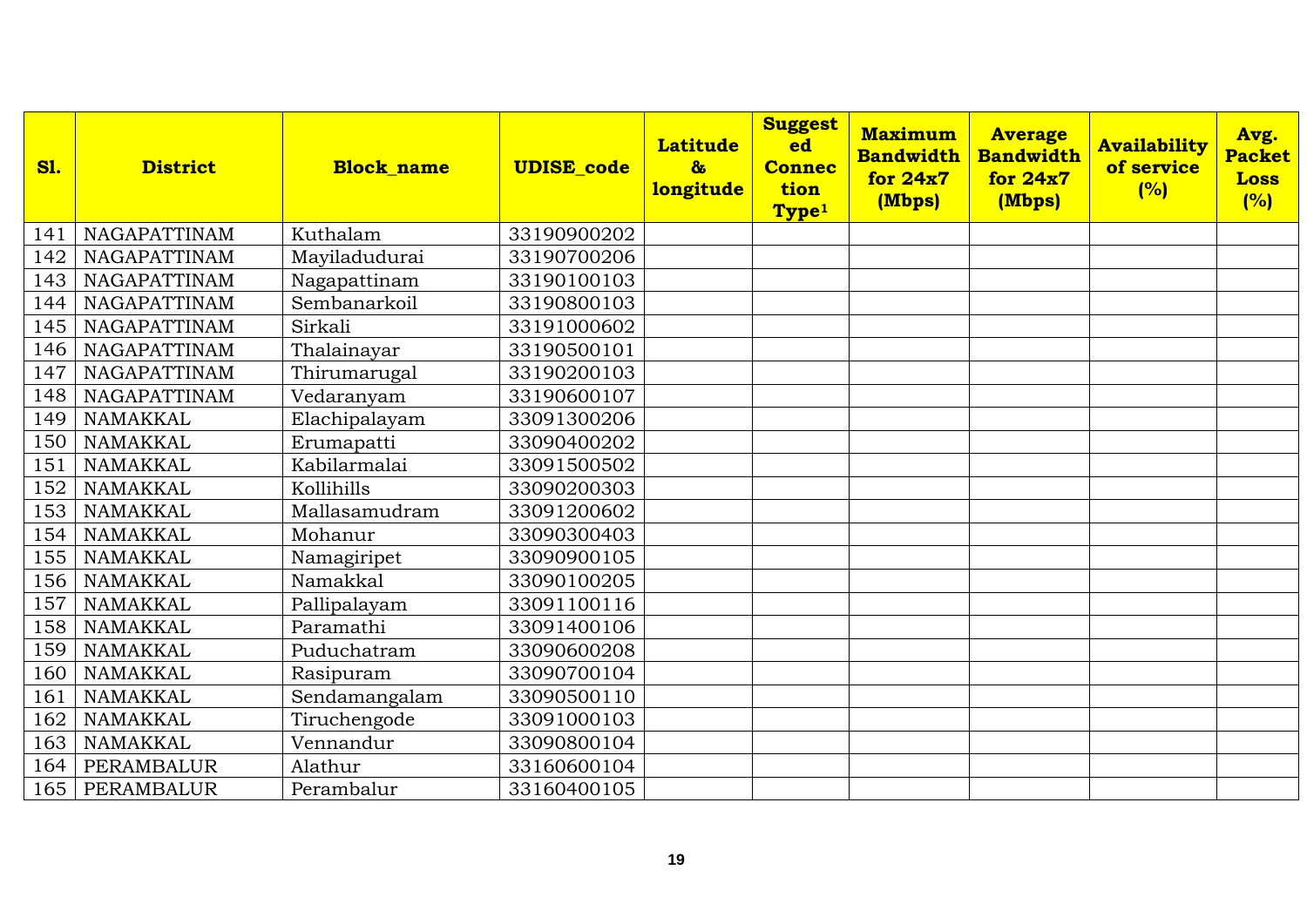| Sl. | District | Block_name | UDISE_code | Latitude & longitude | Suggested Connection Type[1] | Maximum Bandwidth for 24x7 (Mbps) | Average Bandwidth for 24x7 (Mbps) | Availability of service (%) | Avg. Packet Loss (%) |
|---|---|---|---|---|---|---|---|---|---|
| 141 | NAGAPATTINAM | Kuthalam | 33190900202 | | | | | | |
| 142 | NAGAPATTINAM | Mayiladudurai | 33190700206 | | | | | | |
| 143 | NAGAPATTINAM | Nagapattinam | 33190100103 | | | | | | |
| 144 | NAGAPATTINAM | Sembanarkoil | 33190800103 | | | | | | |
| 145 | NAGAPATTINAM | Sirkali | 33191000602 | | | | | | |
| 146 | NAGAPATTINAM | Thalainayar | 33190500101 | | | | | | |
| 147 | NAGAPATTINAM | Thirumarugal | 33190200103 | | | | | | |
| 148 | NAGAPATTINAM | Vedaranyam | 33190600107 | | | | | | |
| 149 | NAMAKKAL | Elachipalayam | 33091300206 | | | | | | |
| 150 | NAMAKKAL | Erumapatti | 33090400202 | | | | | | |
| 151 | NAMAKKAL | Kabilarmalai | 33091500502 | | | | | | |
| 152 | NAMAKKAL | Kollihills | 33090200303 | | | | | | |
| 153 | NAMAKKAL | Mallasamudram | 33091200602 | | | | | | |
| 154 | NAMAKKAL | Mohanur | 33090300403 | | | | | | |
| 155 | NAMAKKAL | Namagiripet | 33090900105 | | | | | | |
| 156 | NAMAKKAL | Namakkal | 33090100205 | | | | | | |
| 157 | NAMAKKAL | Pallipalayam | 33091100116 | | | | | | |
| 158 | NAMAKKAL | Paramathi | 33091400106 | | | | | | |
| 159 | NAMAKKAL | Puduchatram | 33090600208 | | | | | | |
| 160 | NAMAKKAL | Rasipuram | 33090700104 | | | | | | |
| 161 | NAMAKKAL | Sendamangalam | 33090500110 | | | | | | |
| 162 | NAMAKKAL | Tiruchengode | 33091000103 | | | | | | |
| 163 | NAMAKKAL | Vennandur | 33090800104 | | | | | | |
| 164 | PERAMBALUR | Alathur | 33160600104 | | | | | | |
| 165 | PERAMBALUR | Perambalur | 33160400105 | | | | | | |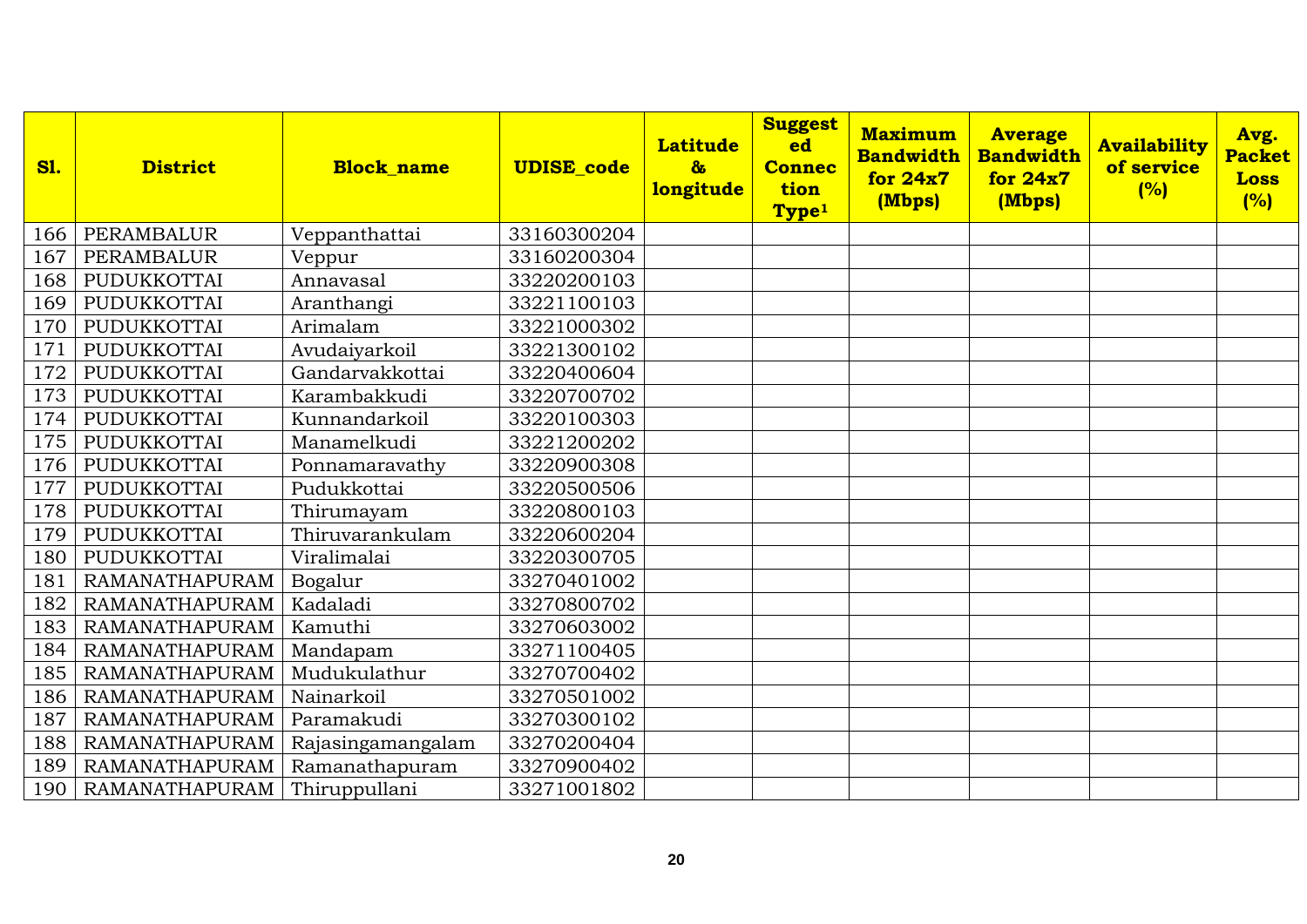| Sl. | District | Block_name | UDISE_code | Latitude & longitude | Suggested Connection Type[1] | Maximum Bandwidth for 24x7 (Mbps) | Average Bandwidth for 24x7 (Mbps) | Availability of service (%) | Avg. Packet Loss (%) |
|---|---|---|---|---|---|---|---|---|---|
| 166 | PERAMBALUR | Veppanthattai | 33160300204 | | | | | | |
| 167 | PERAMBALUR | Veppur | 33160200304 | | | | | | |
| 168 | PUDUKKOTTAI | Annavasal | 33220200103 | | | | | | |
| 169 | PUDUKKOTTAI | Aranthangi | 33221100103 | | | | | | |
| 170 | PUDUKKOTTAI | Arimalam | 33221000302 | | | | | | |
| 171 | PUDUKKOTTAI | Avudaiyarkoil | 33221300102 | | | | | | |
| 172 | PUDUKKOTTAI | Gandarvakkottai | 33220400604 | | | | | | |
| 173 | PUDUKKOTTAI | Karambakkudi | 33220700702 | | | | | | |
| 174 | PUDUKKOTTAI | Kunnandarkoil | 33220100303 | | | | | | |
| 175 | PUDUKKOTTAI | Manamelkudi | 33221200202 | | | | | | |
| 176 | PUDUKKOTTAI | Ponnamaravathy | 33220900308 | | | | | | |
| 177 | PUDUKKOTTAI | Pudukkottai | 33220500506 | | | | | | |
| 178 | PUDUKKOTTAI | Thirumayam | 33220800103 | | | | | | |
| 179 | PUDUKKOTTAI | Thiruvarankulam | 33220600204 | | | | | | |
| 180 | PUDUKKOTTAI | Viralimalai | 33220300705 | | | | | | |
| 181 | RAMANATHAPURAM | Bogalur | 33270401002 | | | | | | |
| 182 | RAMANATHAPURAM | Kadaladi | 33270800702 | | | | | | |
| 183 | RAMANATHAPURAM | Kamuthi | 33270603002 | | | | | | |
| 184 | RAMANATHAPURAM | Mandapam | 33271100405 | | | | | | |
| 185 | RAMANATHAPURAM | Mudukulathur | 33270700402 | | | | | | |
| 186 | RAMANATHAPURAM | Nainarkoil | 33270501002 | | | | | | |
| 187 | RAMANATHAPURAM | Paramakudi | 33270300102 | | | | | | |
| 188 | RAMANATHAPURAM | Rajasingamangalam | 33270200404 | | | | | | |
| 189 | RAMANATHAPURAM | Ramanathapuram | 33270900402 | | | | | | |
| 190 | RAMANATHAPURAM | Thiruppullani | 33271001802 | | | | | | |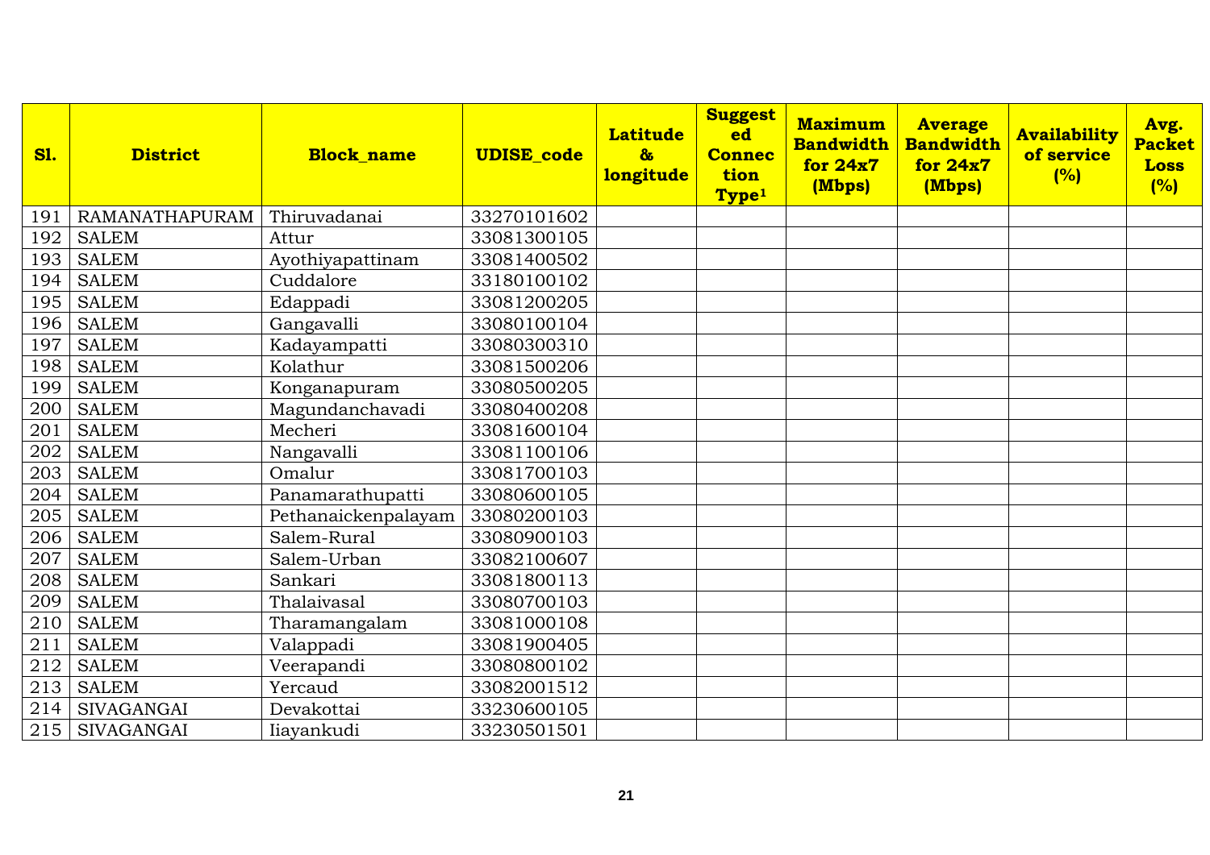| Sl. | District | Block_name | UDISE_code | Latitude & longitude | Suggested Connection Type[1] | Maximum Bandwidth for 24x7 (Mbps) | Average Bandwidth for 24x7 (Mbps) | Availability of service (%) | Avg. Packet Loss (%) |
|---|---|---|---|---|---|---|---|---|---|
| 191 | RAMANATHAPURAM | Thiruvadanai | 33270101602 | | | | | | |
| 192 | SALEM | Attur | 33081300105 | | | | | | |
| 193 | SALEM | Ayothiyapattinam | 33081400502 | | | | | | |
| 194 | SALEM | Cuddalore | 33180100102 | | | | | | |
| 195 | SALEM | Edappadi | 33081200205 | | | | | | |
| 196 | SALEM | Gangavalli | 33080100104 | | | | | | |
| 197 | SALEM | Kadayampatti | 33080300310 | | | | | | |
| 198 | SALEM | Kolathur | 33081500206 | | | | | | |
| 199 | SALEM | Konganapuram | 33080500205 | | | | | | |
| 200 | SALEM | Magundanchavadi | 33080400208 | | | | | | |
| 201 | SALEM | Mecheri | 33081600104 | | | | | | |
| 202 | SALEM | Nangavalli | 33081100106 | | | | | | |
| 203 | SALEM | Omalur | 33081700103 | | | | | | |
| 204 | SALEM | Panamarathupatti | 33080600105 | | | | | | |
| 205 | SALEM | Pethanaickenpalayam | 33080200103 | | | | | | |
| 206 | SALEM | Salem-Rural | 33080900103 | | | | | | |
| 207 | SALEM | Salem-Urban | 33082100607 | | | | | | |
| 208 | SALEM | Sankari | 33081800113 | | | | | | |
| 209 | SALEM | Thalaivasal | 33080700103 | | | | | | |
| 210 | SALEM | Tharamangalam | 33081000108 | | | | | | |
| 211 | SALEM | Valappadi | 33081900405 | | | | | | |
| 212 | SALEM | Veerapandi | 33080800102 | | | | | | |
| 213 | SALEM | Yercaud | 33082001512 | | | | | | |
| 214 | SIVAGANGAI | Devakottai | 33230600105 | | | | | | |
| 215 | SIVAGANGAI | Iiayankudi | 33230501501 | | | | | | |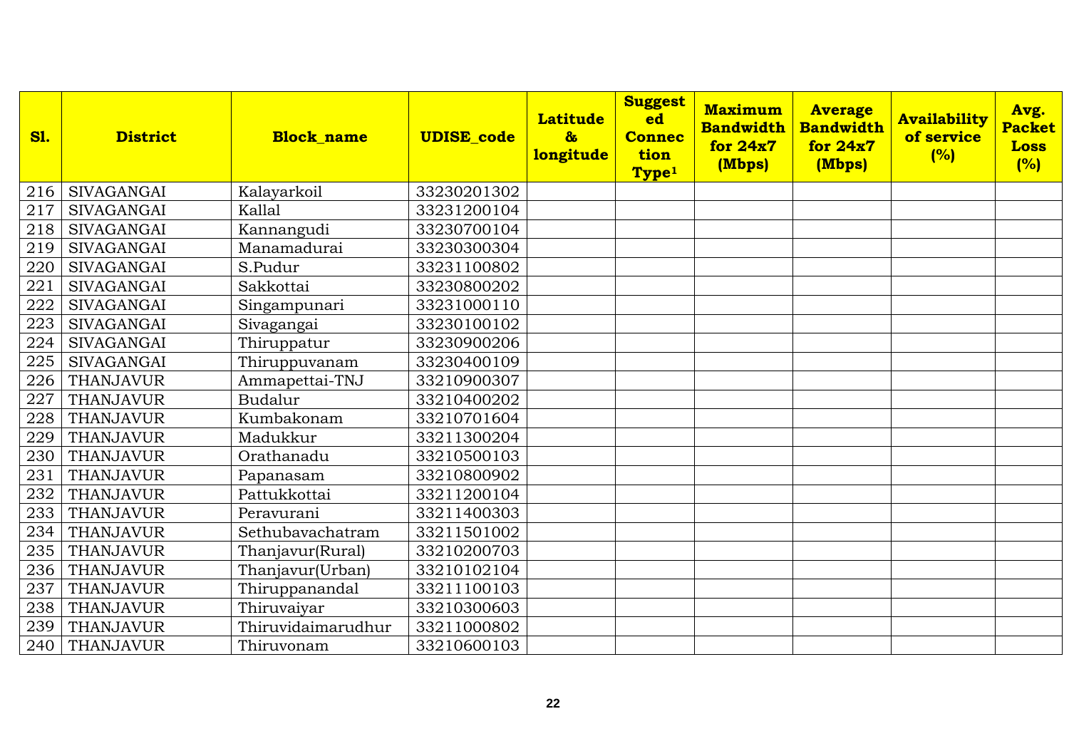| Sl. | District | Block_name | UDISE_code | Latitude & longitude | Suggested Connection Type[1] | Maximum Bandwidth for 24x7 (Mbps) | Average Bandwidth for 24x7 (Mbps) | Availability of service (%) | Avg. Packet Loss (%) |
|---|---|---|---|---|---|---|---|---|---|
| 216 | SIVAGANGAI | Kalayarkoil | 33230201302 | | | | | | |
| 217 | SIVAGANGAI | Kallal | 33231200104 | | | | | | |
| 218 | SIVAGANGAI | Kannangudi | 33230700104 | | | | | | |
| 219 | SIVAGANGAI | Manamadurai | 33230300304 | | | | | | |
| 220 | SIVAGANGAI | S.Pudur | 33231100802 | | | | | | |
| 221 | SIVAGANGAI | Sakkottai | 33230800202 | | | | | | |
| 222 | SIVAGANGAI | Singampunari | 33231000110 | | | | | | |
| 223 | SIVAGANGAI | Sivagangai | 33230100102 | | | | | | |
| 224 | SIVAGANGAI | Thiruppatur | 33230900206 | | | | | | |
| 225 | SIVAGANGAI | Thiruppuvanam | 33230400109 | | | | | | |
| 226 | THANJAVUR | Ammapettai-TNJ | 33210900307 | | | | | | |
| 227 | THANJAVUR | Budalur | 33210400202 | | | | | | |
| 228 | THANJAVUR | Kumbakonam | 33210701604 | | | | | | |
| 229 | THANJAVUR | Madukkur | 33211300204 | | | | | | |
| 230 | THANJAVUR | Orathanadu | 33210500103 | | | | | | |
| 231 | THANJAVUR | Papanasam | 33210800902 | | | | | | |
| 232 | THANJAVUR | Pattukkottai | 33211200104 | | | | | | |
| 233 | THANJAVUR | Peravurani | 33211400303 | | | | | | |
| 234 | THANJAVUR | Sethubavachatram | 33211501002 | | | | | | |
| 235 | THANJAVUR | Thanjavur(Rural) | 33210200703 | | | | | | |
| 236 | THANJAVUR | Thanjavur(Urban) | 33210102104 | | | | | | |
| 237 | THANJAVUR | Thiruppanandal | 33211100103 | | | | | | |
| 238 | THANJAVUR | Thiruvaiyar | 33210300603 | | | | | | |
| 239 | THANJAVUR | Thiruvidaimarudhur | 33211000802 | | | | | | |
| 240 | THANJAVUR | Thiruvonam | 33210600103 | | | | | | |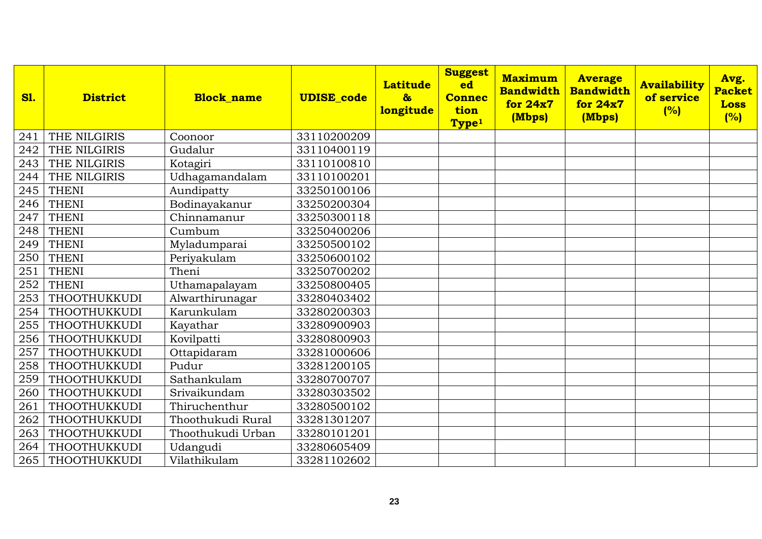| Sl. | District | Block_name | UDISE_code | Latitude & longitude | Suggested Connection Type[1] | Maximum Bandwidth for 24x7 (Mbps) | Average Bandwidth for 24x7 (Mbps) | Availability of service (%) | Avg. Packet Loss (%) |
|---|---|---|---|---|---|---|---|---|---|
| 241 | THE NILGIRIS | Coonoor | 33110200209 | | | | | | |
| 242 | THE NILGIRIS | Gudalur | 33110400119 | | | | | | |
| 243 | THE NILGIRIS | Kotagiri | 33110100810 | | | | | | |
| 244 | THE NILGIRIS | Udhagamandalam | 33110100201 | | | | | | |
| 245 | THENI | Aundipatty | 33250100106 | | | | | | |
| 246 | THENI | Bodinayakanur | 33250200304 | | | | | | |
| 247 | THENI | Chinnamanur | 33250300118 | | | | | | |
| 248 | THENI | Cumbum | 33250400206 | | | | | | |
| 249 | THENI | Myladumparai | 33250500102 | | | | | | |
| 250 | THENI | Periyakulam | 33250600102 | | | | | | |
| 251 | THENI | Theni | 33250700202 | | | | | | |
| 252 | THENI | Uthamapalayam | 33250800405 | | | | | | |
| 253 | THOOTHUKKUDI | Alwarthirunagar | 33280403402 | | | | | | |
| 254 | THOOTHUKKUDI | Karunkulam | 33280200303 | | | | | | |
| 255 | THOOTHUKKUDI | Kayathar | 33280900903 | | | | | | |
| 256 | THOOTHUKKUDI | Kovilpatti | 33280800903 | | | | | | |
| 257 | THOOTHUKKUDI | Ottapidaram | 33281000606 | | | | | | |
| 258 | THOOTHUKKUDI | Pudur | 33281200105 | | | | | | |
| 259 | THOOTHUKKUDI | Sathankulam | 33280700707 | | | | | | |
| 260 | THOOTHUKKUDI | Srivaikundam | 33280303502 | | | | | | |
| 261 | THOOTHUKKUDI | Thiruchenthur | 33280500102 | | | | | | |
| 262 | THOOTHUKKUDI | Thoothukudi Rural | 33281301207 | | | | | | |
| 263 | THOOTHUKKUDI | Thoothukudi Urban | 33280101201 | | | | | | |
| 264 | THOOTHUKKUDI | Udangudi | 33280605409 | | | | | | |
| 265 | THOOTHUKKUDI | Vilathikulam | 33281102602 | | | | | | |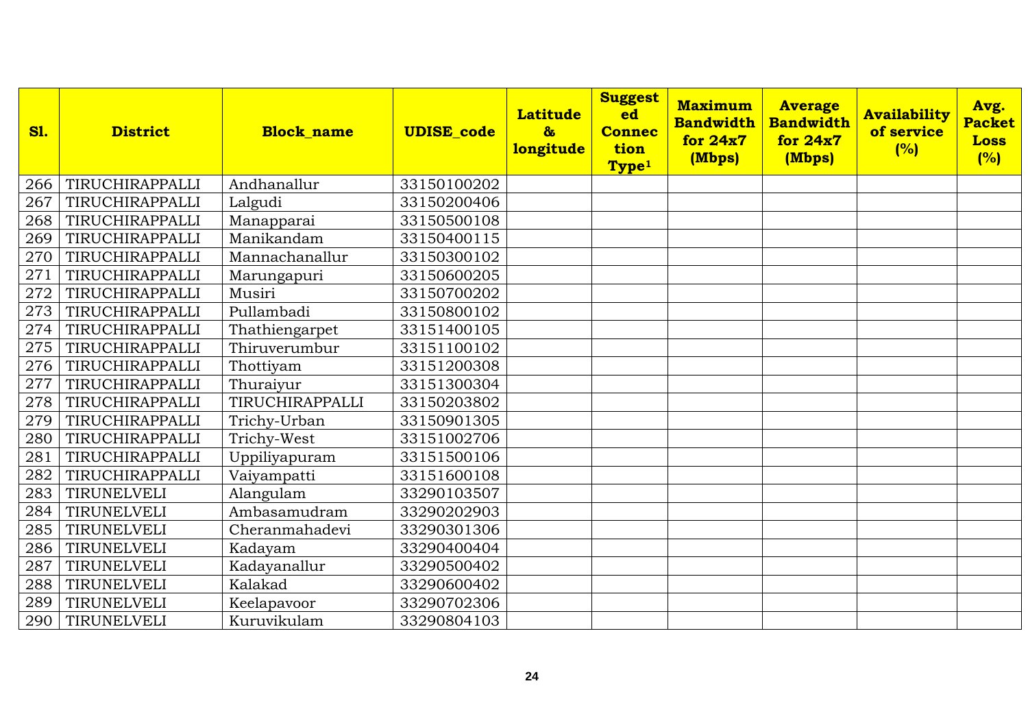| Sl. | District | Block_name | UDISE_code | Latitude & longitude | Suggested Connection Type[1] | Maximum Bandwidth for 24x7 (Mbps) | Average Bandwidth for 24x7 (Mbps) | Availability of service (%) | Avg. Packet Loss (%) |
|---|---|---|---|---|---|---|---|---|---|
| 266 | TIRUCHIRAPPALLI | Andhanallur | 33150100202 | | | | | | |
| 267 | TIRUCHIRAPPALLI | Lalgudi | 33150200406 | | | | | | |
| 268 | TIRUCHIRAPPALLI | Manapparai | 33150500108 | | | | | | |
| 269 | TIRUCHIRAPPALLI | Manikandam | 33150400115 | | | | | | |
| 270 | TIRUCHIRAPPALLI | Mannachanallur | 33150300102 | | | | | | |
| 271 | TIRUCHIRAPPALLI | Marungapuri | 33150600205 | | | | | | |
| 272 | TIRUCHIRAPPALLI | Musiri | 33150700202 | | | | | | |
| 273 | TIRUCHIRAPPALLI | Pullambadi | 33150800102 | | | | | | |
| 274 | TIRUCHIRAPPALLI | Thathiengarpet | 33151400105 | | | | | | |
| 275 | TIRUCHIRAPPALLI | Thiruverumbur | 33151100102 | | | | | | |
| 276 | TIRUCHIRAPPALLI | Thottiyam | 33151200308 | | | | | | |
| 277 | TIRUCHIRAPPALLI | Thuraiyur | 33151300304 | | | | | | |
| 278 | TIRUCHIRAPPALLI | TIRUCHIRAPPALLI | 33150203802 | | | | | | |
| 279 | TIRUCHIRAPPALLI | Trichy-Urban | 33150901305 | | | | | | |
| 280 | TIRUCHIRAPPALLI | Trichy-West | 33151002706 | | | | | | |
| 281 | TIRUCHIRAPPALLI | Uppiliyapuram | 33151500106 | | | | | | |
| 282 | TIRUCHIRAPPALLI | Vaiyampatti | 33151600108 | | | | | | |
| 283 | TIRUNELVELI | Alangulam | 33290103507 | | | | | | |
| 284 | TIRUNELVELI | Ambasamudram | 33290202903 | | | | | | |
| 285 | TIRUNELVELI | Cheranmahadevi | 33290301306 | | | | | | |
| 286 | TIRUNELVELI | Kadayam | 33290400404 | | | | | | |
| 287 | TIRUNELVELI | Kadayanallur | 33290500402 | | | | | | |
| 288 | TIRUNELVELI | Kalakad | 33290600402 | | | | | | |
| 289 | TIRUNELVELI | Keelapavoor | 33290702306 | | | | | | |
| 290 | TIRUNELVELI | Kuruvikulam | 33290804103 | | | | | | |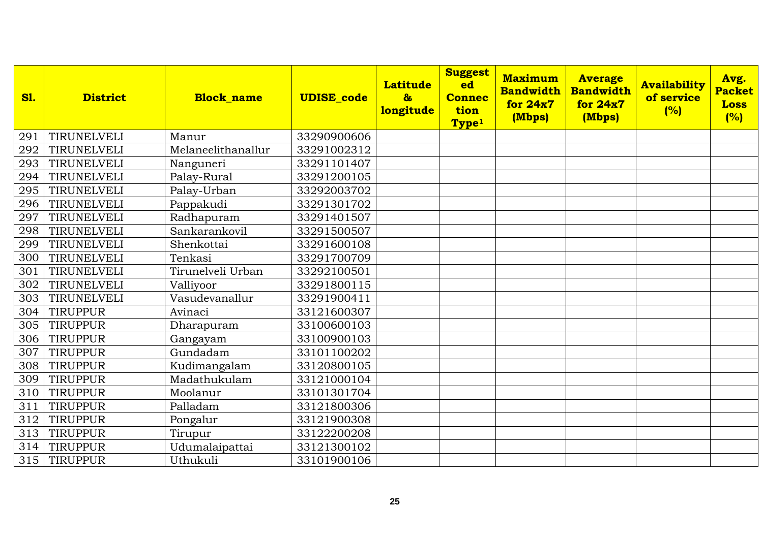| Sl. | District | Block_name | UDISE_code | Latitude & longitude | Suggested Connection Type[1] | Maximum Bandwidth for 24x7 (Mbps) | Average Bandwidth for 24x7 (Mbps) | Availability of service (%) | Avg. Packet Loss (%) |
|---|---|---|---|---|---|---|---|---|---|
| 291 | TIRUNELVELI | Manur | 33290900606 | | | | | | |
| 292 | TIRUNELVELI | Melaneelithanallur | 33291002312 | | | | | | |
| 293 | TIRUNELVELI | Nanguneri | 33291101407 | | | | | | |
| 294 | TIRUNELVELI | Palay-Rural | 33291200105 | | | | | | |
| 295 | TIRUNELVELI | Palay-Urban | 33292003702 | | | | | | |
| 296 | TIRUNELVELI | Pappakudi | 33291301702 | | | | | | |
| 297 | TIRUNELVELI | Radhapuram | 33291401507 | | | | | | |
| 298 | TIRUNELVELI | Sankarankovil | 33291500507 | | | | | | |
| 299 | TIRUNELVELI | Shenkottai | 33291600108 | | | | | | |
| 300 | TIRUNELVELI | Tenkasi | 33291700709 | | | | | | |
| 301 | TIRUNELVELI | Tirunelveli Urban | 33292100501 | | | | | | |
| 302 | TIRUNELVELI | Valliyoor | 33291800115 | | | | | | |
| 303 | TIRUNELVELI | Vasudevanallur | 33291900411 | | | | | | |
| 304 | TIRUPPUR | Avinaci | 33121600307 | | | | | | |
| 305 | TIRUPPUR | Dharapuram | 33100600103 | | | | | | |
| 306 | TIRUPPUR | Gangayam | 33100900103 | | | | | | |
| 307 | TIRUPPUR | Gundadam | 33101100202 | | | | | | |
| 308 | TIRUPPUR | Kudimangalam | 33120800105 | | | | | | |
| 309 | TIRUPPUR | Madathukulam | 33121000104 | | | | | | |
| 310 | TIRUPPUR | Moolanur | 33101301704 | | | | | | |
| 311 | TIRUPPUR | Palladam | 33121800306 | | | | | | |
| 312 | TIRUPPUR | Pongalur | 33121900308 | | | | | | |
| 313 | TIRUPPUR | Tirupur | 33122200208 | | | | | | |
| 314 | TIRUPPUR | Udumalaipattai | 33121300102 | | | | | | |
| 315 | TIRUPPUR | Uthukuli | 33101900106 | | | | | | |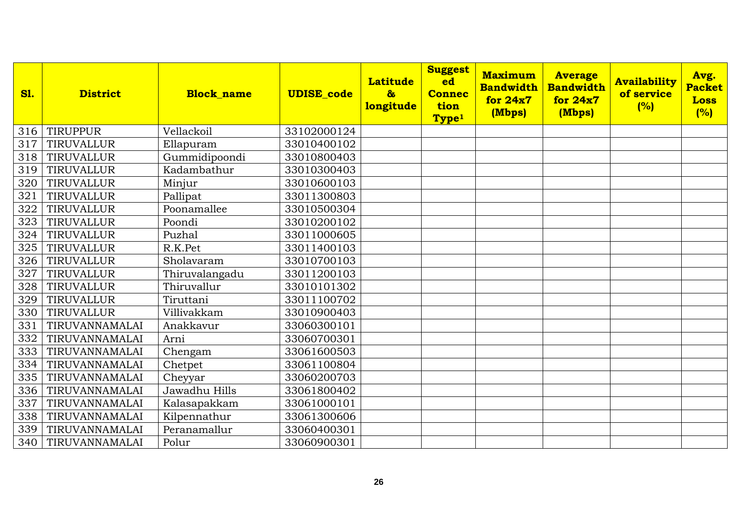| Sl. | District | Block_name | UDISE_code | Latitude & longitude | Suggested Connection Type[1] | Maximum Bandwidth for 24x7 (Mbps) | Average Bandwidth for 24x7 (Mbps) | Availability of service (%) | Avg. Packet Loss (%) |
|---|---|---|---|---|---|---|---|---|---|
| 316 | TIRUPPUR | Vellackoil | 33102000124 | | | | | | |
| 317 | TIRUVALLUR | Ellapuram | 33010400102 | | | | | | |
| 318 | TIRUVALLUR | Gummidipoondi | 33010800403 | | | | | | |
| 319 | TIRUVALLUR | Kadambathur | 33010300403 | | | | | | |
| 320 | TIRUVALLUR | Minjur | 33010600103 | | | | | | |
| 321 | TIRUVALLUR | Pallipat | 33011300803 | | | | | | |
| 322 | TIRUVALLUR | Poonamallee | 33010500304 | | | | | | |
| 323 | TIRUVALLUR | Poondi | 33010200102 | | | | | | |
| 324 | TIRUVALLUR | Puzhal | 33011000605 | | | | | | |
| 325 | TIRUVALLUR | R.K.Pet | 33011400103 | | | | | | |
| 326 | TIRUVALLUR | Sholavaram | 33010700103 | | | | | | |
| 327 | TIRUVALLUR | Thiruvalangadu | 33011200103 | | | | | | |
| 328 | TIRUVALLUR | Thiruvallur | 33010101302 | | | | | | |
| 329 | TIRUVALLUR | Tiruttani | 33011100702 | | | | | | |
| 330 | TIRUVALLUR | Villivakkam | 33010900403 | | | | | | |
| 331 | TIRUVANNAMALAI | Anakkavur | 33060300101 | | | | | | |
| 332 | TIRUVANNAMALAI | Arni | 33060700301 | | | | | | |
| 333 | TIRUVANNAMALAI | Chengam | 33061600503 | | | | | | |
| 334 | TIRUVANNAMALAI | Chetpet | 33061100804 | | | | | | |
| 335 | TIRUVANNAMALAI | Cheyyar | 33060200703 | | | | | | |
| 336 | TIRUVANNAMALAI | Jawadhu Hills | 33061800402 | | | | | | |
| 337 | TIRUVANNAMALAI | Kalasapakkam | 33061000101 | | | | | | |
| 338 | TIRUVANNAMALAI | Kilpennathur | 33061300606 | | | | | | |
| 339 | TIRUVANNAMALAI | Peranamallur | 33060400301 | | | | | | |
| 340 | TIRUVANNAMALAI | Polur | 33060900301 | | | | | | |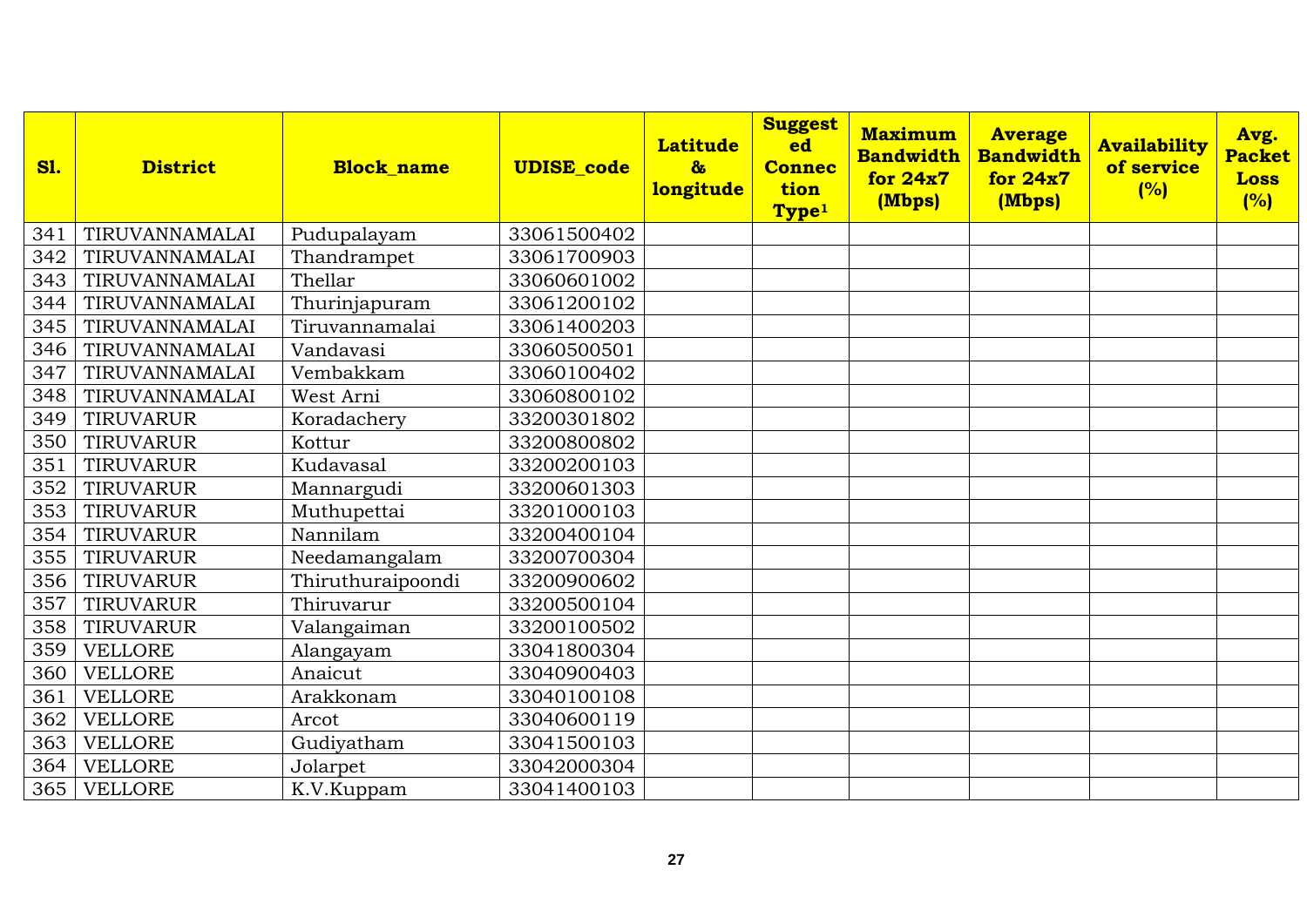| Sl. | District | Block_name | UDISE_code | Latitude & longitude | Suggested Connection Type[1] | Maximum Bandwidth for 24x7 (Mbps) | Average Bandwidth for 24x7 (Mbps) | Availability of service (%) | Avg. Packet Loss (%) |
|---|---|---|---|---|---|---|---|---|---|
| 341 | TIRUVANNAMALAI | Pudupalayam | 33061500402 | | | | | | |
| 342 | TIRUVANNAMALAI | Thandrampet | 33061700903 | | | | | | |
| 343 | TIRUVANNAMALAI | Thellar | 33060601002 | | | | | | |
| 344 | TIRUVANNAMALAI | Thurinjapuram | 33061200102 | | | | | | |
| 345 | TIRUVANNAMALAI | Tiruvannamalai | 33061400203 | | | | | | |
| 346 | TIRUVANNAMALAI | Vandavasi | 33060500501 | | | | | | |
| 347 | TIRUVANNAMALAI | Vembakkam | 33060100402 | | | | | | |
| 348 | TIRUVANNAMALAI | West Arni | 33060800102 | | | | | | |
| 349 | TIRUVARUR | Koradachery | 33200301802 | | | | | | |
| 350 | TIRUVARUR | Kottur | 33200800802 | | | | | | |
| 351 | TIRUVARUR | Kudavasal | 33200200103 | | | | | | |
| 352 | TIRUVARUR | Mannargudi | 33200601303 | | | | | | |
| 353 | TIRUVARUR | Muthupettai | 33201000103 | | | | | | |
| 354 | TIRUVARUR | Nannilam | 33200400104 | | | | | | |
| 355 | TIRUVARUR | Needamangalam | 33200700304 | | | | | | |
| 356 | TIRUVARUR | Thiruthuraipoondi | 33200900602 | | | | | | |
| 357 | TIRUVARUR | Thiruvarur | 33200500104 | | | | | | |
| 358 | TIRUVARUR | Valangaiman | 33200100502 | | | | | | |
| 359 | VELLORE | Alangayam | 33041800304 | | | | | | |
| 360 | VELLORE | Anaicut | 33040900403 | | | | | | |
| 361 | VELLORE | Arakkonam | 33040100108 | | | | | | |
| 362 | VELLORE | Arcot | 33040600119 | | | | | | |
| 363 | VELLORE | Gudiyatham | 33041500103 | | | | | | |
| 364 | VELLORE | Jolarpet | 33042000304 | | | | | | |
| 365 | VELLORE | K.V.Kuppam | 33041400103 | | | | | | |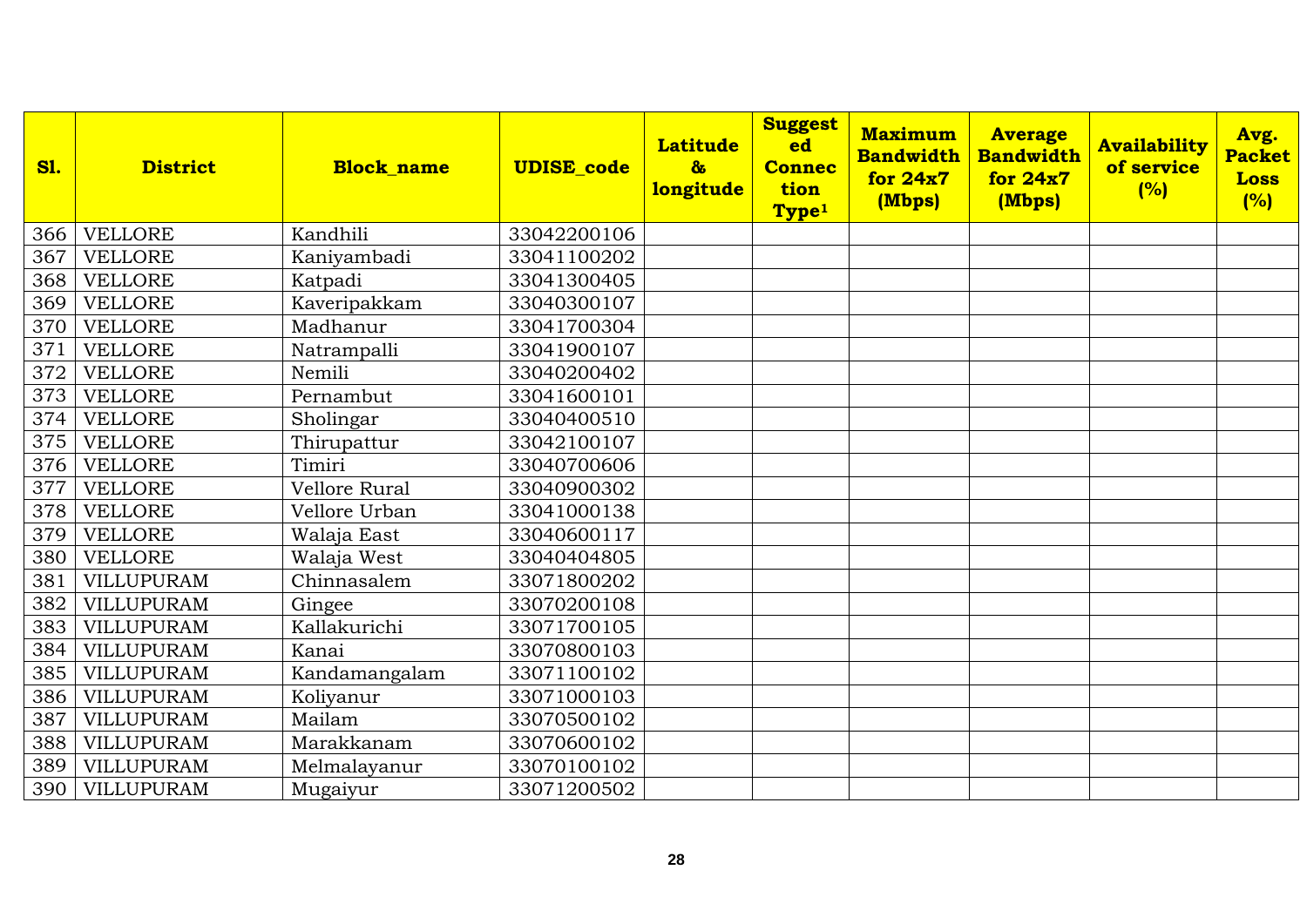| Sl. | District | Block_name | UDISE_code | Latitude & longitude | Suggested Connection Type[1] | Maximum Bandwidth for 24x7 (Mbps) | Average Bandwidth for 24x7 (Mbps) | Availability of service (%) | Avg. Packet Loss (%) |
|---|---|---|---|---|---|---|---|---|---|
| 366 | VELLORE | Kandhili | 33042200106 | | | | | | |
| 367 | VELLORE | Kaniyambadi | 33041100202 | | | | | | |
| 368 | VELLORE | Katpadi | 33041300405 | | | | | | |
| 369 | VELLORE | Kaveripakkam | 33040300107 | | | | | | |
| 370 | VELLORE | Madhanur | 33041700304 | | | | | | |
| 371 | VELLORE | Natrampalli | 33041900107 | | | | | | |
| 372 | VELLORE | Nemili | 33040200402 | | | | | | |
| 373 | VELLORE | Pernambut | 33041600101 | | | | | | |
| 374 | VELLORE | Sholingar | 33040400510 | | | | | | |
| 375 | VELLORE | Thirupattur | 33042100107 | | | | | | |
| 376 | VELLORE | Timiri | 33040700606 | | | | | | |
| 377 | VELLORE | Vellore Rural | 33040900302 | | | | | | |
| 378 | VELLORE | Vellore Urban | 33041000138 | | | | | | |
| 379 | VELLORE | Walaja East | 33040600117 | | | | | | |
| 380 | VELLORE | Walaja West | 33040404805 | | | | | | |
| 381 | VILLUPURAM | Chinnasalem | 33071800202 | | | | | | |
| 382 | VILLUPURAM | Gingee | 33070200108 | | | | | | |
| 383 | VILLUPURAM | Kallakurichi | 33071700105 | | | | | | |
| 384 | VILLUPURAM | Kanai | 33070800103 | | | | | | |
| 385 | VILLUPURAM | Kandamangalam | 33071100102 | | | | | | |
| 386 | VILLUPURAM | Koliyanur | 33071000103 | | | | | | |
| 387 | VILLUPURAM | Mailam | 33070500102 | | | | | | |
| 388 | VILLUPURAM | Marakkanam | 33070600102 | | | | | | |
| 389 | VILLUPURAM | Melmalayanur | 33070100102 | | | | | | |
| 390 | VILLUPURAM | Mugaiyur | 33071200502 | | | | | | |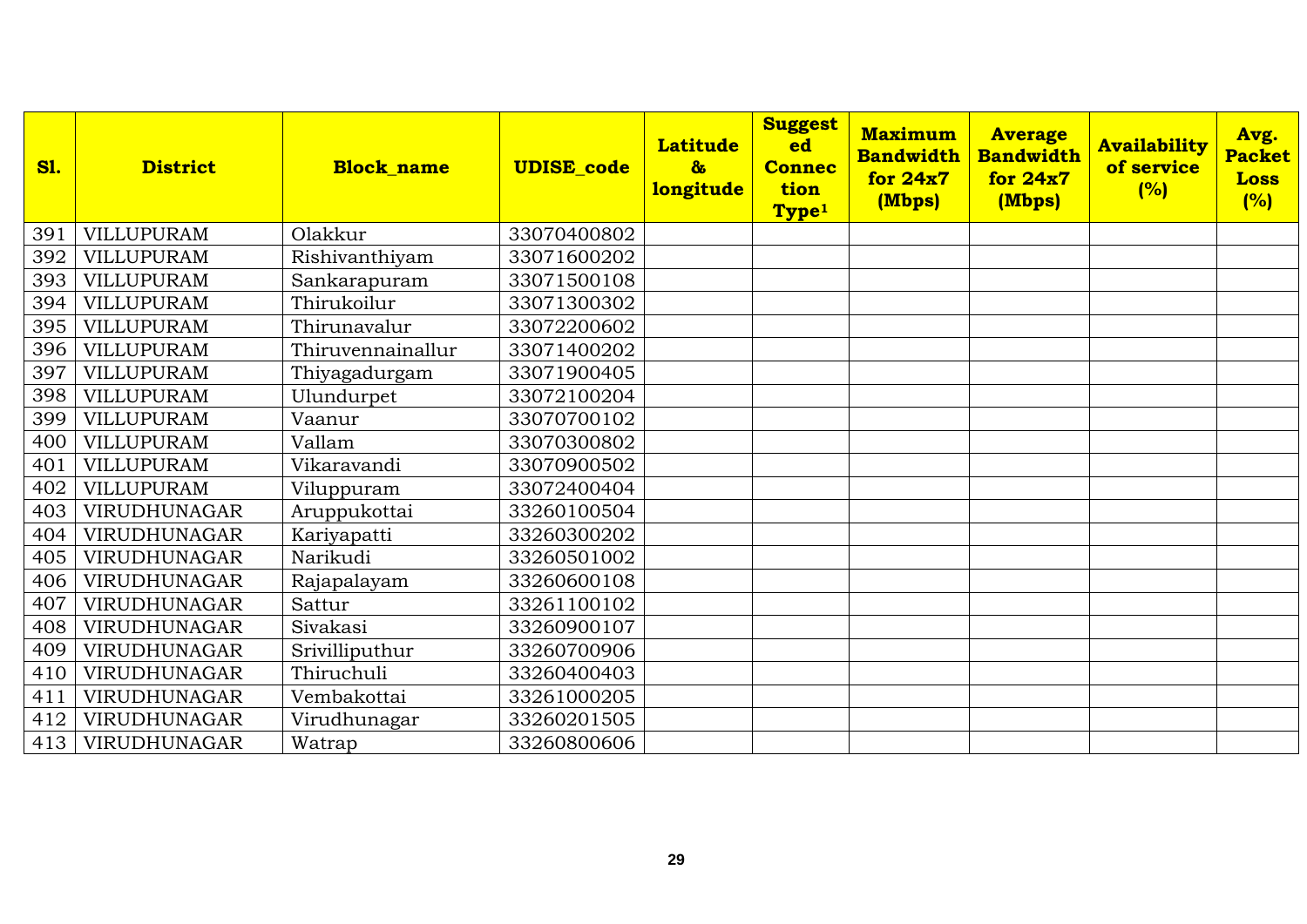| **Sl.** | **District** | **Block_name** | **UDISE_code** | **Latitude & longitude** | **Suggested Connection Type[1]** | **Maximum Bandwidth for 24x7 (Mbps)** | **Average Bandwidth for 24x7 (Mbps)** | **Availability of service (%)** | **Avg. Packet Loss (%)** |
|---|---|---|---|---|---|---|---|---|---|
| 391 | VILLUPURAM | Olakkur | 33070400802 | | | | | | |
| 392 | VILLUPURAM | Rishivanthiyam | 33071600202 | | | | | | |
| 393 | VILLUPURAM | Sankarapuram | 33071500108 | | | | | | |
| 394 | VILLUPURAM | Thirukoilur | 33071300302 | | | | | | |
| 395 | VILLUPURAM | Thirunavalur | 33072200602 | | | | | | |
| 396 | VILLUPURAM | Thiruvennainallur | 33071400202 | | | | | | |
| 397 | VILLUPURAM | Thiyagadurgam | 33071900405 | | | | | | |
| 398 | VILLUPURAM | Ulundurpet | 33072100204 | | | | | | |
| 399 | VILLUPURAM | Vaanur | 33070700102 | | | | | | |
| 400 | VILLUPURAM | Vallam | 33070300802 | | | | | | |
| 401 | VILLUPURAM | Vikaravandi | 33070900502 | | | | | | |
| 402 | VILLUPURAM | Viluppuram | 33072400404 | | | | | | |
| 403 | VIRUDHUNAGAR | Aruppukottai | 33260100504 | | | | | | |
| 404 | VIRUDHUNAGAR | Kariyapatti | 33260300202 | | | | | | |
| 405 | VIRUDHUNAGAR | Narikudi | 33260501002 | | | | | | |
| 406 | VIRUDHUNAGAR | Rajapalayam | 33260600108 | | | | | | |
| 407 | VIRUDHUNAGAR | Sattur | 33261100102 | | | | | | |
| 408 | VIRUDHUNAGAR | Sivakasi | 33260900107 | | | | | | |
| 409 | VIRUDHUNAGAR | Srivilliputhur | 33260700906 | | | | | | |
| 410 | VIRUDHUNAGAR | Thiruchuli | 33260400403 | | | | | | |
| 411 | VIRUDHUNAGAR | Vembakottai | 33261000205 | | | | | | |
| 412 | VIRUDHUNAGAR | Virudhunagar | 33260201505 | | | | | | |
| 413 | VIRUDHUNAGAR | Watrap | 33260800606 | | | | | | |